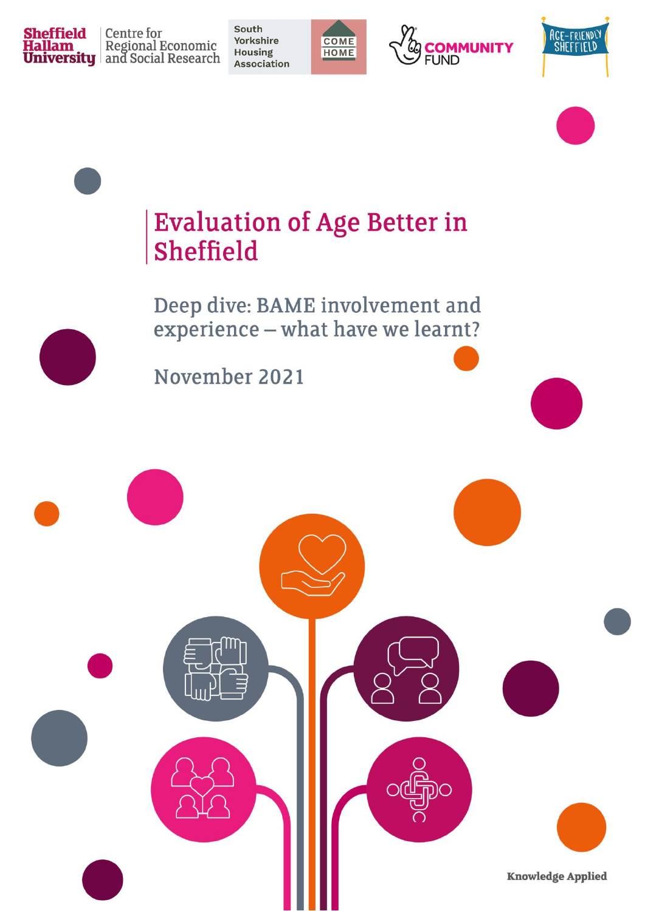Sheffield Hallam University | Centre for Regional Economic and Social Research

South Yorkshire Housing Association | COME HOME

COMMUNITY FUND

AGE-FRIENDLY SHEFFIELD

# Evaluation of Age Better in Sheffield

## Deep dive: BAME involvement and experience – what have we learnt?

November 2021

Knowledge Applied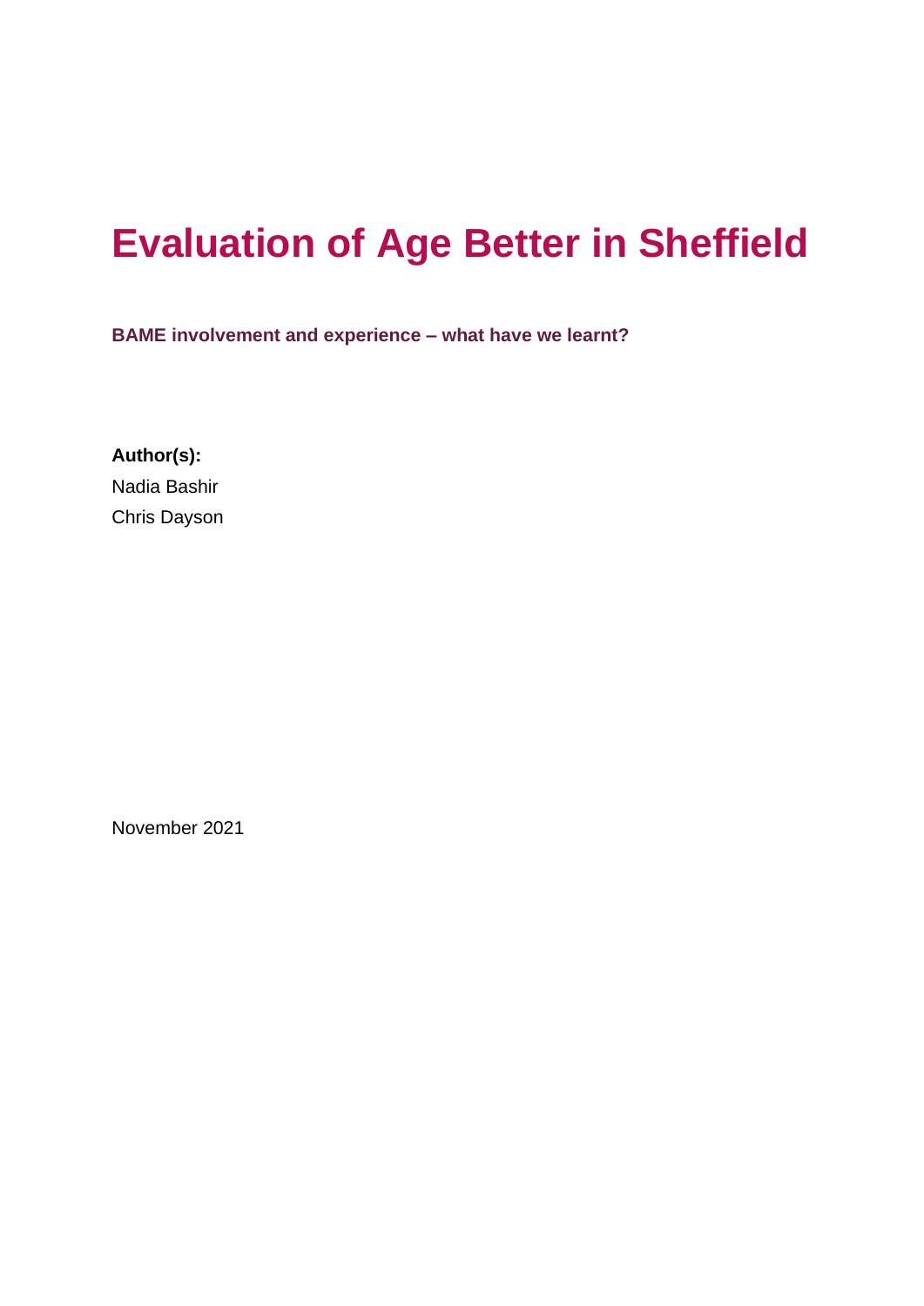# Evaluation of Age Better in Sheffield

**BAME involvement and experience – what have we learnt?**

**Author(s):**

Nadia Bashir

Chris Dayson

November 2021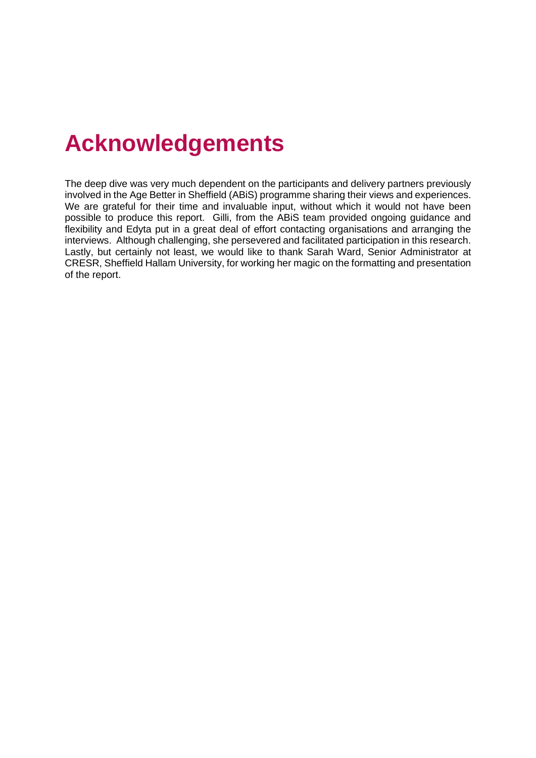# Acknowledgements

The deep dive was very much dependent on the participants and delivery partners previously involved in the Age Better in Sheffield (ABiS) programme sharing their views and experiences. We are grateful for their time and invaluable input, without which it would not have been possible to produce this report. Gilli, from the ABiS team provided ongoing guidance and flexibility and Edyta put in a great deal of effort contacting organisations and arranging the interviews. Although challenging, she persevered and facilitated participation in this research. Lastly, but certainly not least, we would like to thank Sarah Ward, Senior Administrator at CRESR, Sheffield Hallam University, for working her magic on the formatting and presentation of the report.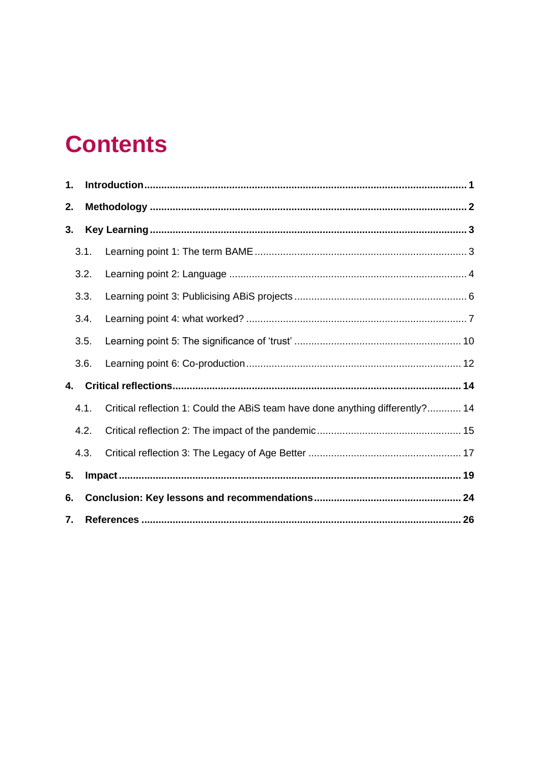# Contents

1. **Introduction** .......... 1
2. **Methodology** .......... 2
3. **Key Learning** .......... 3
   - 3.1. Learning point 1: The term BAME .......... 3
   - 3.2. Learning point 2: Language .......... 4
   - 3.3. Learning point 3: Publicising ABiS projects .......... 6
   - 3.4. Learning point 4: what worked? .......... 7
   - 3.5. Learning point 5: The significance of 'trust' .......... 10
   - 3.6. Learning point 6: Co-production .......... 12
4. **Critical reflections** .......... 14
   - 4.1. Critical reflection 1: Could the ABiS team have done anything differently? .......... 14
   - 4.2. Critical reflection 2: The impact of the pandemic .......... 15
   - 4.3. Critical reflection 3: The Legacy of Age Better .......... 17
5. **Impact** .......... 19
6. **Conclusion: Key lessons and recommendations** .......... 24
7. **References** .......... 26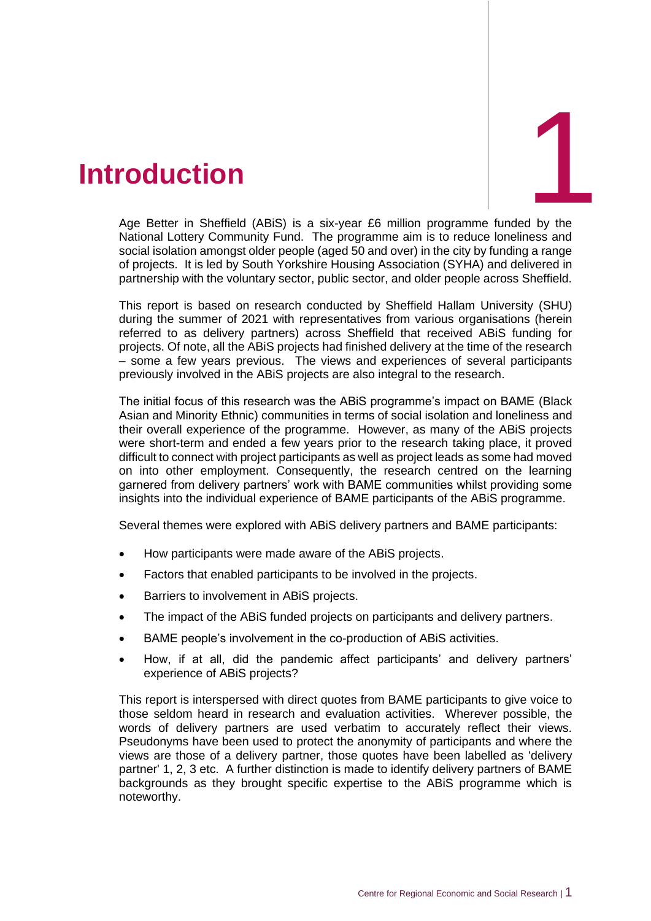# 1 Introduction

Age Better in Sheffield (ABiS) is a six-year £6 million programme funded by the National Lottery Community Fund. The programme aim is to reduce loneliness and social isolation amongst older people (aged 50 and over) in the city by funding a range of projects. It is led by South Yorkshire Housing Association (SYHA) and delivered in partnership with the voluntary sector, public sector, and older people across Sheffield.

This report is based on research conducted by Sheffield Hallam University (SHU) during the summer of 2021 with representatives from various organisations (herein referred to as delivery partners) across Sheffield that received ABiS funding for projects. Of note, all the ABiS projects had finished delivery at the time of the research – some a few years previous. The views and experiences of several participants previously involved in the ABiS projects are also integral to the research.

The initial focus of this research was the ABiS programme's impact on BAME (Black Asian and Minority Ethnic) communities in terms of social isolation and loneliness and their overall experience of the programme. However, as many of the ABiS projects were short-term and ended a few years prior to the research taking place, it proved difficult to connect with project participants as well as project leads as some had moved on into other employment. Consequently, the research centred on the learning garnered from delivery partners' work with BAME communities whilst providing some insights into the individual experience of BAME participants of the ABiS programme.

Several themes were explored with ABiS delivery partners and BAME participants:

- How participants were made aware of the ABiS projects.
- Factors that enabled participants to be involved in the projects.
- Barriers to involvement in ABiS projects.
- The impact of the ABiS funded projects on participants and delivery partners.
- BAME people's involvement in the co-production of ABiS activities.
- How, if at all, did the pandemic affect participants' and delivery partners' experience of ABiS projects?

This report is interspersed with direct quotes from BAME participants to give voice to those seldom heard in research and evaluation activities. Wherever possible, the words of delivery partners are used verbatim to accurately reflect their views. Pseudonyms have been used to protect the anonymity of participants and where the views are those of a delivery partner, those quotes have been labelled as 'delivery partner' 1, 2, 3 etc. A further distinction is made to identify delivery partners of BAME backgrounds as they brought specific expertise to the ABiS programme which is noteworthy.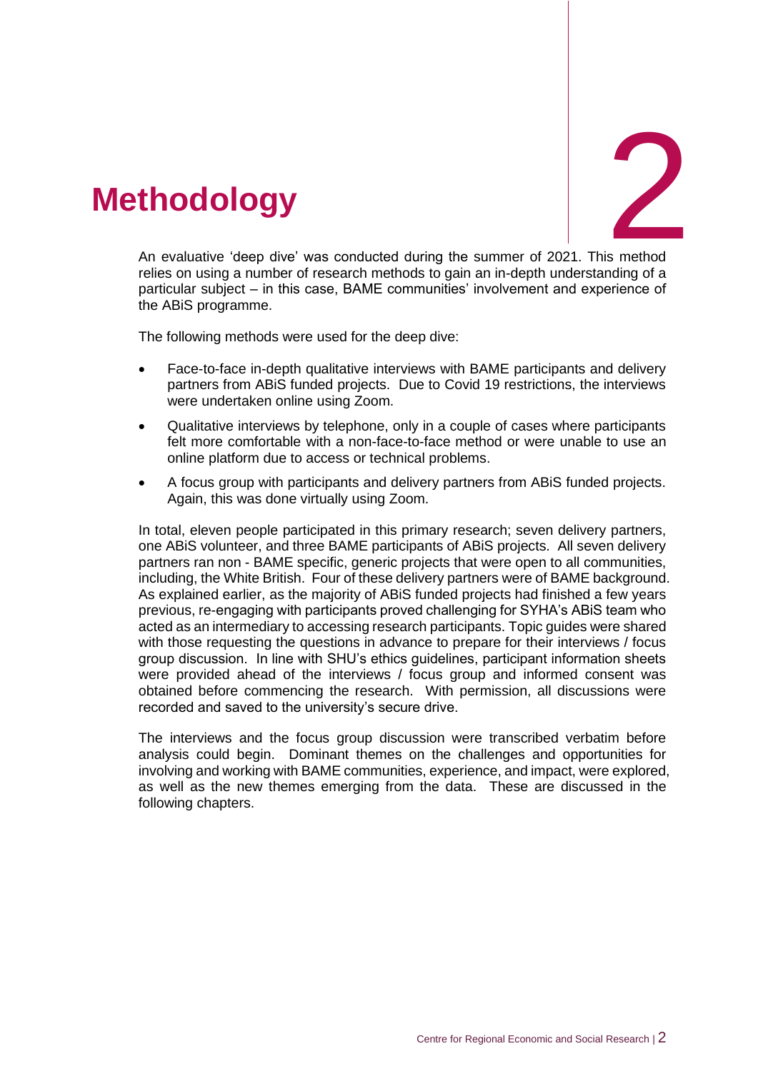# 2 Methodology

An evaluative 'deep dive' was conducted during the summer of 2021. This method relies on using a number of research methods to gain an in-depth understanding of a particular subject – in this case, BAME communities' involvement and experience of the ABiS programme.

The following methods were used for the deep dive:

- Face-to-face in-depth qualitative interviews with BAME participants and delivery partners from ABiS funded projects. Due to Covid 19 restrictions, the interviews were undertaken online using Zoom.
- Qualitative interviews by telephone, only in a couple of cases where participants felt more comfortable with a non-face-to-face method or were unable to use an online platform due to access or technical problems.
- A focus group with participants and delivery partners from ABiS funded projects. Again, this was done virtually using Zoom.

In total, eleven people participated in this primary research; seven delivery partners, one ABiS volunteer, and three BAME participants of ABiS projects. All seven delivery partners ran non - BAME specific, generic projects that were open to all communities, including, the White British. Four of these delivery partners were of BAME background. As explained earlier, as the majority of ABiS funded projects had finished a few years previous, re-engaging with participants proved challenging for SYHA's ABiS team who acted as an intermediary to accessing research participants. Topic guides were shared with those requesting the questions in advance to prepare for their interviews / focus group discussion. In line with SHU's ethics guidelines, participant information sheets were provided ahead of the interviews / focus group and informed consent was obtained before commencing the research. With permission, all discussions were recorded and saved to the university's secure drive.

The interviews and the focus group discussion were transcribed verbatim before analysis could begin. Dominant themes on the challenges and opportunities for involving and working with BAME communities, experience, and impact, were explored, as well as the new themes emerging from the data. These are discussed in the following chapters.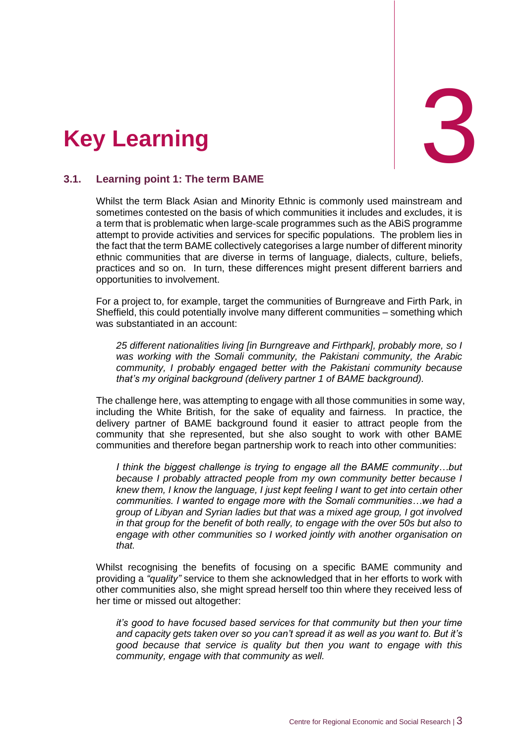# 3 Key Learning

## 3.1. Learning point 1: The term BAME

Whilst the term Black Asian and Minority Ethnic is commonly used mainstream and sometimes contested on the basis of which communities it includes and excludes, it is a term that is problematic when large-scale programmes such as the ABiS programme attempt to provide activities and services for specific populations. The problem lies in the fact that the term BAME collectively categorises a large number of different minority ethnic communities that are diverse in terms of language, dialects, culture, beliefs, practices and so on. In turn, these differences might present different barriers and opportunities to involvement.

For a project to, for example, target the communities of Burngreave and Firth Park, in Sheffield, this could potentially involve many different communities – something which was substantiated in an account:

> *25 different nationalities living [in Burngreave and Firthpark], probably more, so I was working with the Somali community, the Pakistani community, the Arabic community, I probably engaged better with the Pakistani community because that's my original background (delivery partner 1 of BAME background).*

The challenge here, was attempting to engage with all those communities in some way, including the White British, for the sake of equality and fairness. In practice, the delivery partner of BAME background found it easier to attract people from the community that she represented, but she also sought to work with other BAME communities and therefore began partnership work to reach into other communities:

> *I think the biggest challenge is trying to engage all the BAME community…but because I probably attracted people from my own community better because I knew them, I know the language, I just kept feeling I want to get into certain other communities. I wanted to engage more with the Somali communities…we had a group of Libyan and Syrian ladies but that was a mixed age group, I got involved in that group for the benefit of both really, to engage with the over 50s but also to engage with other communities so I worked jointly with another organisation on that.*

Whilst recognising the benefits of focusing on a specific BAME community and providing a *"quality"* service to them she acknowledged that in her efforts to work with other communities also, she might spread herself too thin where they received less of her time or missed out altogether:

> *it's good to have focused based services for that community but then your time and capacity gets taken over so you can't spread it as well as you want to. But it's good because that service is quality but then you want to engage with this community, engage with that community as well.*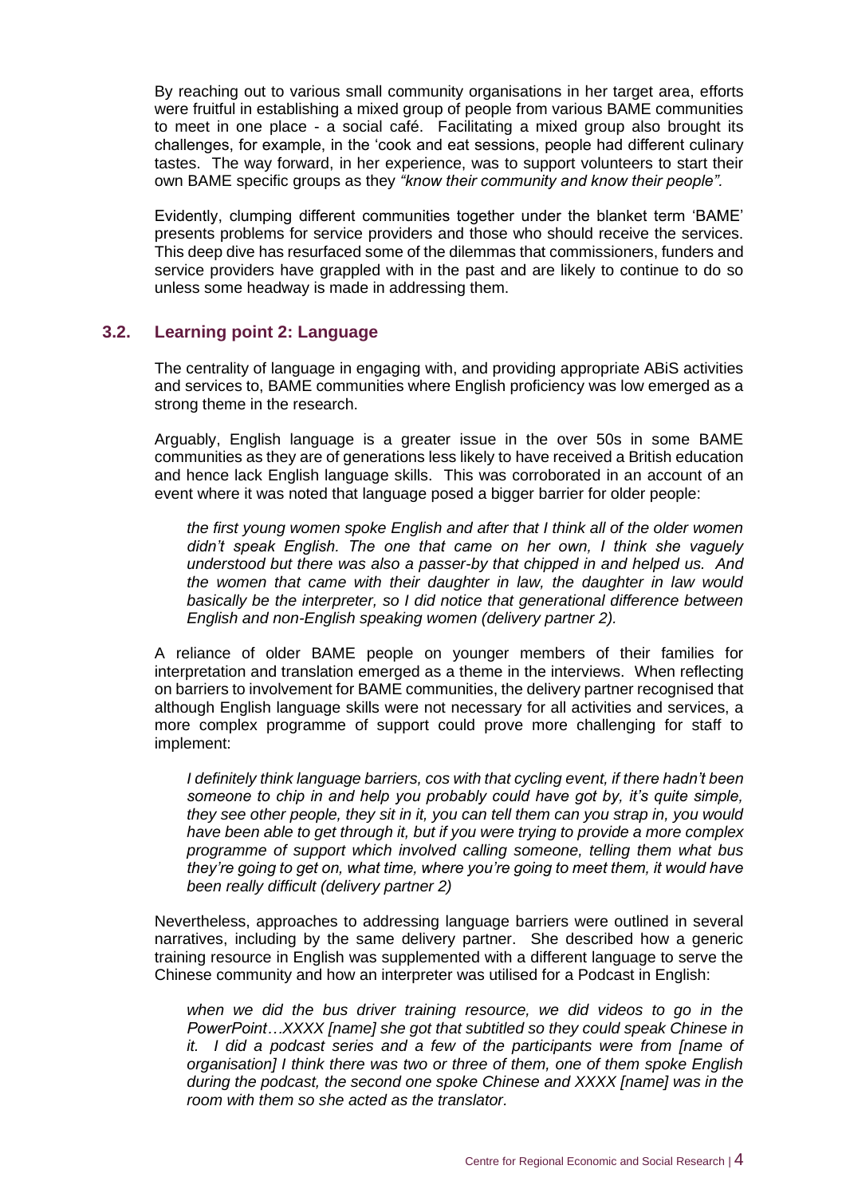By reaching out to various small community organisations in her target area, efforts were fruitful in establishing a mixed group of people from various BAME communities to meet in one place - a social café. Facilitating a mixed group also brought its challenges, for example, in the 'cook and eat sessions, people had different culinary tastes. The way forward, in her experience, was to support volunteers to start their own BAME specific groups as they *"know their community and know their people".*

Evidently, clumping different communities together under the blanket term 'BAME' presents problems for service providers and those who should receive the services. This deep dive has resurfaced some of the dilemmas that commissioners, funders and service providers have grappled with in the past and are likely to continue to do so unless some headway is made in addressing them.

## 3.2. Learning point 2: Language

The centrality of language in engaging with, and providing appropriate ABiS activities and services to, BAME communities where English proficiency was low emerged as a strong theme in the research.

Arguably, English language is a greater issue in the over 50s in some BAME communities as they are of generations less likely to have received a British education and hence lack English language skills. This was corroborated in an account of an event where it was noted that language posed a bigger barrier for older people:

> *the first young women spoke English and after that I think all of the older women didn't speak English. The one that came on her own, I think she vaguely understood but there was also a passer-by that chipped in and helped us. And the women that came with their daughter in law, the daughter in law would basically be the interpreter, so I did notice that generational difference between English and non-English speaking women (delivery partner 2).*

A reliance of older BAME people on younger members of their families for interpretation and translation emerged as a theme in the interviews. When reflecting on barriers to involvement for BAME communities, the delivery partner recognised that although English language skills were not necessary for all activities and services, a more complex programme of support could prove more challenging for staff to implement:

> *I definitely think language barriers, cos with that cycling event, if there hadn't been someone to chip in and help you probably could have got by, it's quite simple, they see other people, they sit in it, you can tell them can you strap in, you would have been able to get through it, but if you were trying to provide a more complex programme of support which involved calling someone, telling them what bus they're going to get on, what time, where you're going to meet them, it would have been really difficult (delivery partner 2)*

Nevertheless, approaches to addressing language barriers were outlined in several narratives, including by the same delivery partner. She described how a generic training resource in English was supplemented with a different language to serve the Chinese community and how an interpreter was utilised for a Podcast in English:

> *when we did the bus driver training resource, we did videos to go in the PowerPoint…XXXX [name] she got that subtitled so they could speak Chinese in it. I did a podcast series and a few of the participants were from [name of organisation] I think there was two or three of them, one of them spoke English during the podcast, the second one spoke Chinese and XXXX [name] was in the room with them so she acted as the translator.*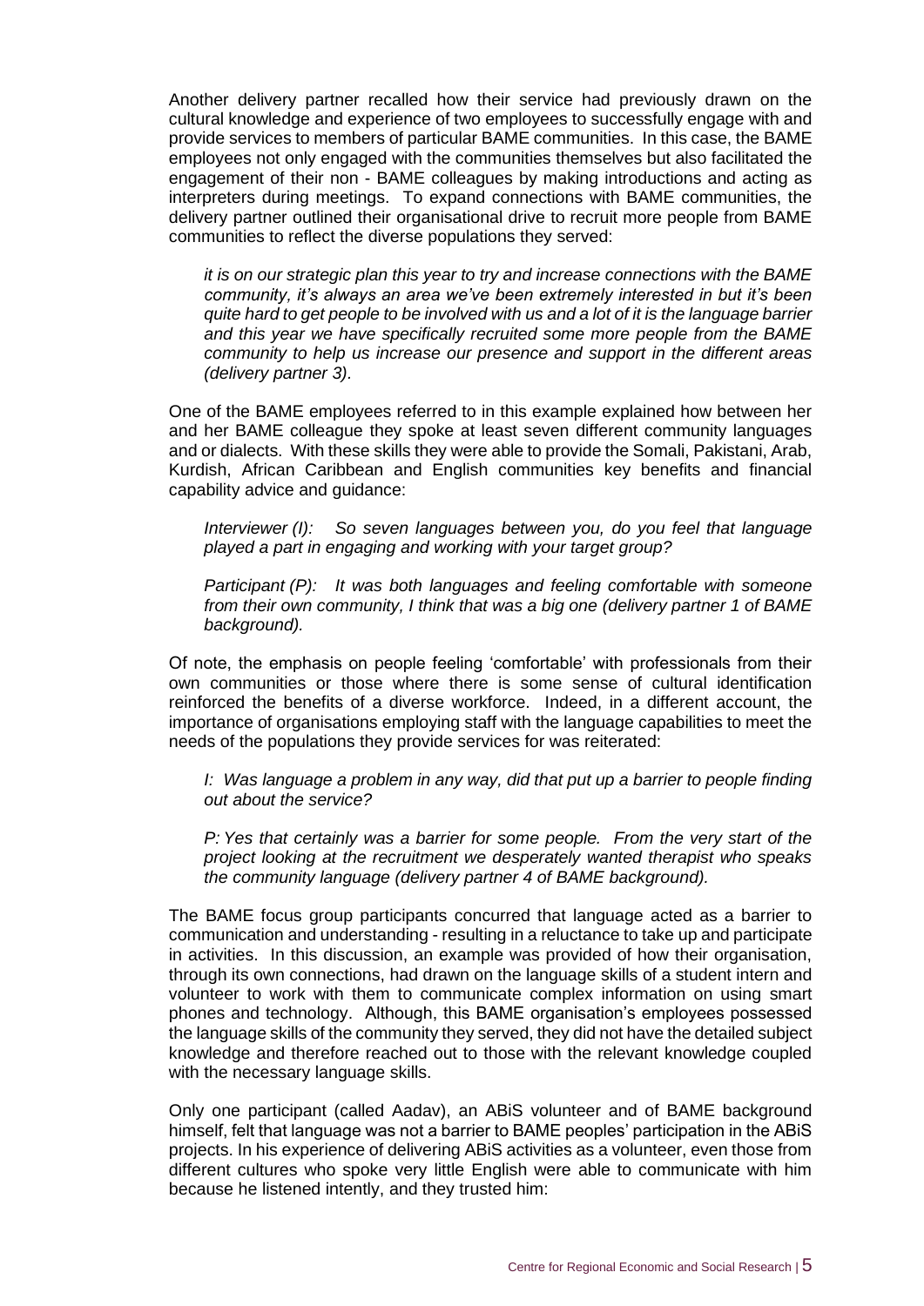Another delivery partner recalled how their service had previously drawn on the cultural knowledge and experience of two employees to successfully engage with and provide services to members of particular BAME communities. In this case, the BAME employees not only engaged with the communities themselves but also facilitated the engagement of their non - BAME colleagues by making introductions and acting as interpreters during meetings. To expand connections with BAME communities, the delivery partner outlined their organisational drive to recruit more people from BAME communities to reflect the diverse populations they served:

> *it is on our strategic plan this year to try and increase connections with the BAME community, it's always an area we've been extremely interested in but it's been quite hard to get people to be involved with us and a lot of it is the language barrier and this year we have specifically recruited some more people from the BAME community to help us increase our presence and support in the different areas (delivery partner 3).*

One of the BAME employees referred to in this example explained how between her and her BAME colleague they spoke at least seven different community languages and or dialects. With these skills they were able to provide the Somali, Pakistani, Arab, Kurdish, African Caribbean and English communities key benefits and financial capability advice and guidance:

> *Interviewer (I): So seven languages between you, do you feel that language played a part in engaging and working with your target group?*
>
> *Participant (P): It was both languages and feeling comfortable with someone from their own community, I think that was a big one (delivery partner 1 of BAME background).*

Of note, the emphasis on people feeling 'comfortable' with professionals from their own communities or those where there is some sense of cultural identification reinforced the benefits of a diverse workforce. Indeed, in a different account, the importance of organisations employing staff with the language capabilities to meet the needs of the populations they provide services for was reiterated:

> *I: Was language a problem in any way, did that put up a barrier to people finding out about the service?*
>
> *P: Yes that certainly was a barrier for some people. From the very start of the project looking at the recruitment we desperately wanted therapist who speaks the community language (delivery partner 4 of BAME background).*

The BAME focus group participants concurred that language acted as a barrier to communication and understanding - resulting in a reluctance to take up and participate in activities. In this discussion, an example was provided of how their organisation, through its own connections, had drawn on the language skills of a student intern and volunteer to work with them to communicate complex information on using smart phones and technology. Although, this BAME organisation's employees possessed the language skills of the community they served, they did not have the detailed subject knowledge and therefore reached out to those with the relevant knowledge coupled with the necessary language skills.

Only one participant (called Aadav), an ABiS volunteer and of BAME background himself, felt that language was not a barrier to BAME peoples' participation in the ABiS projects. In his experience of delivering ABiS activities as a volunteer, even those from different cultures who spoke very little English were able to communicate with him because he listened intently, and they trusted him: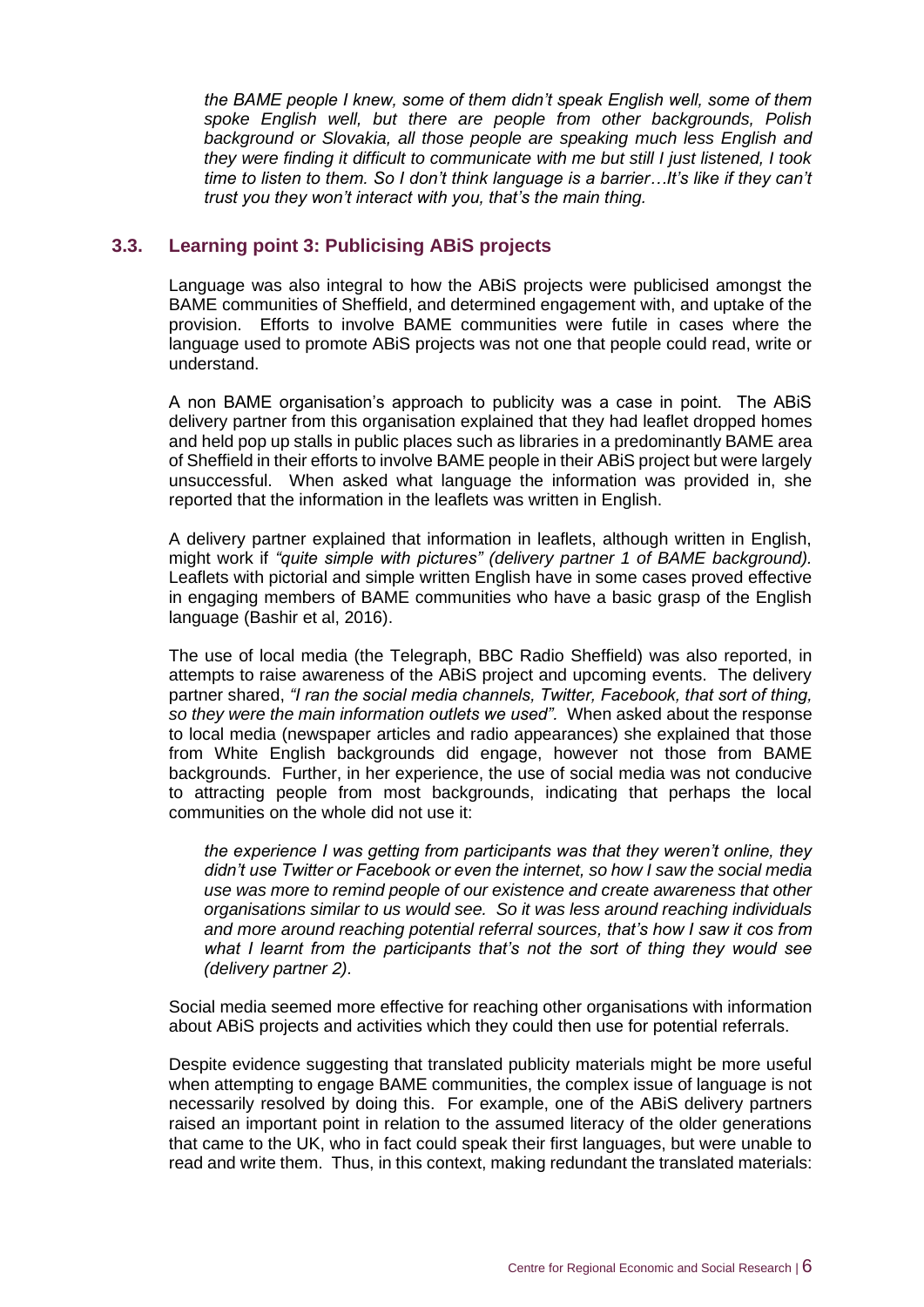*the BAME people I knew, some of them didn't speak English well, some of them spoke English well, but there are people from other backgrounds, Polish background or Slovakia, all those people are speaking much less English and they were finding it difficult to communicate with me but still I just listened, I took time to listen to them. So I don't think language is a barrier…It's like if they can't trust you they won't interact with you, that's the main thing.*

### 3.3. Learning point 3: Publicising ABiS projects

Language was also integral to how the ABiS projects were publicised amongst the BAME communities of Sheffield, and determined engagement with, and uptake of the provision. Efforts to involve BAME communities were futile in cases where the language used to promote ABiS projects was not one that people could read, write or understand.

A non BAME organisation's approach to publicity was a case in point. The ABiS delivery partner from this organisation explained that they had leaflet dropped homes and held pop up stalls in public places such as libraries in a predominantly BAME area of Sheffield in their efforts to involve BAME people in their ABiS project but were largely unsuccessful. When asked what language the information was provided in, she reported that the information in the leaflets was written in English.

A delivery partner explained that information in leaflets, although written in English, might work if *"quite simple with pictures" (delivery partner 1 of BAME background).* Leaflets with pictorial and simple written English have in some cases proved effective in engaging members of BAME communities who have a basic grasp of the English language (Bashir et al, 2016).

The use of local media (the Telegraph, BBC Radio Sheffield) was also reported, in attempts to raise awareness of the ABiS project and upcoming events. The delivery partner shared, *"I ran the social media channels, Twitter, Facebook, that sort of thing, so they were the main information outlets we used".* When asked about the response to local media (newspaper articles and radio appearances) she explained that those from White English backgrounds did engage, however not those from BAME backgrounds. Further, in her experience, the use of social media was not conducive to attracting people from most backgrounds, indicating that perhaps the local communities on the whole did not use it:

*the experience I was getting from participants was that they weren't online, they didn't use Twitter or Facebook or even the internet, so how I saw the social media use was more to remind people of our existence and create awareness that other organisations similar to us would see. So it was less around reaching individuals and more around reaching potential referral sources, that's how I saw it cos from what I learnt from the participants that's not the sort of thing they would see (delivery partner 2).*

Social media seemed more effective for reaching other organisations with information about ABiS projects and activities which they could then use for potential referrals.

Despite evidence suggesting that translated publicity materials might be more useful when attempting to engage BAME communities, the complex issue of language is not necessarily resolved by doing this. For example, one of the ABiS delivery partners raised an important point in relation to the assumed literacy of the older generations that came to the UK, who in fact could speak their first languages, but were unable to read and write them. Thus, in this context, making redundant the translated materials: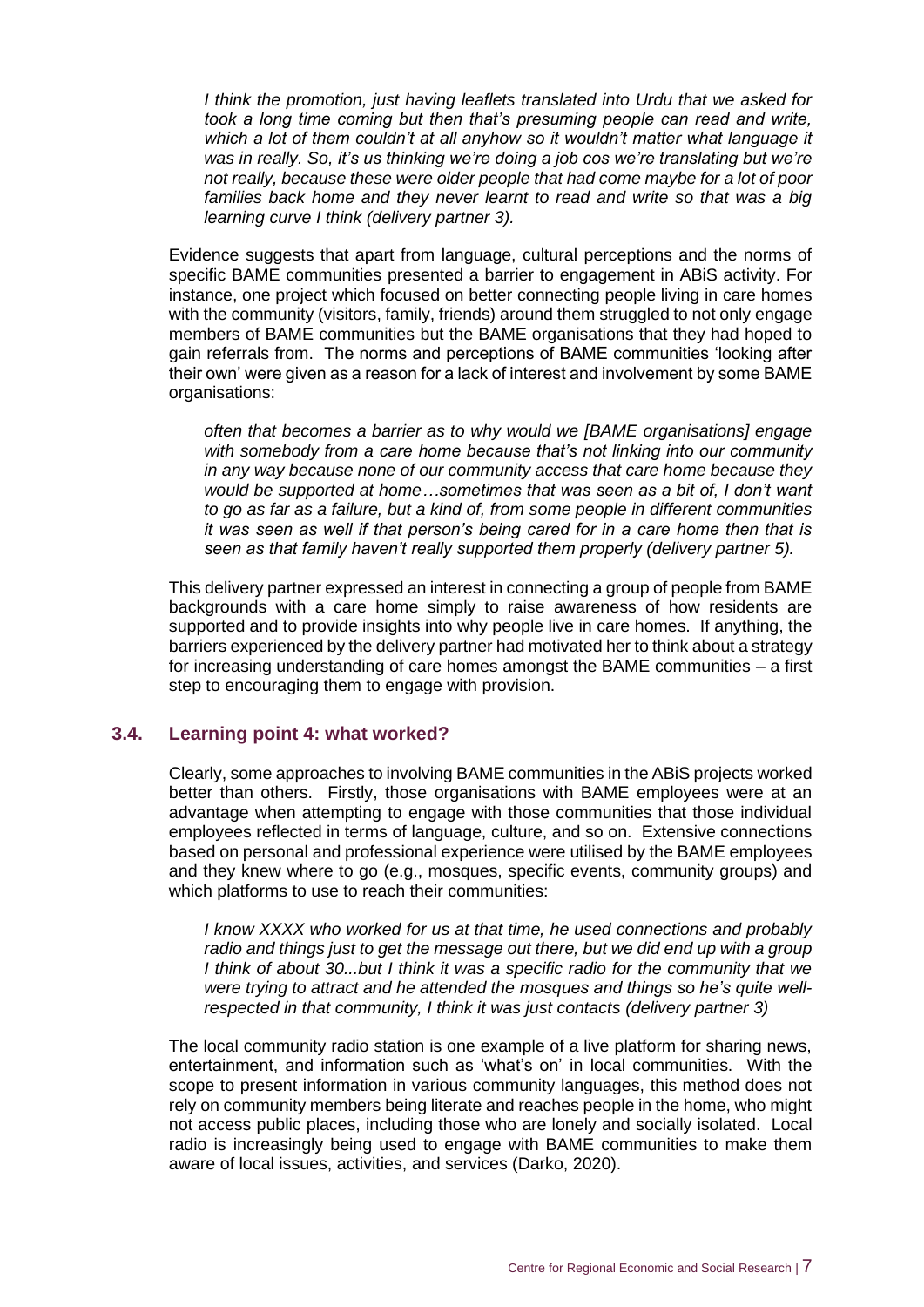*I think the promotion, just having leaflets translated into Urdu that we asked for took a long time coming but then that's presuming people can read and write, which a lot of them couldn't at all anyhow so it wouldn't matter what language it was in really. So, it's us thinking we're doing a job cos we're translating but we're not really, because these were older people that had come maybe for a lot of poor families back home and they never learnt to read and write so that was a big learning curve I think (delivery partner 3).*

Evidence suggests that apart from language, cultural perceptions and the norms of specific BAME communities presented a barrier to engagement in ABiS activity. For instance, one project which focused on better connecting people living in care homes with the community (visitors, family, friends) around them struggled to not only engage members of BAME communities but the BAME organisations that they had hoped to gain referrals from. The norms and perceptions of BAME communities 'looking after their own' were given as a reason for a lack of interest and involvement by some BAME organisations:

*often that becomes a barrier as to why would we [BAME organisations] engage with somebody from a care home because that's not linking into our community in any way because none of our community access that care home because they would be supported at home…sometimes that was seen as a bit of, I don't want to go as far as a failure, but a kind of, from some people in different communities it was seen as well if that person's being cared for in a care home then that is seen as that family haven't really supported them properly (delivery partner 5).*

This delivery partner expressed an interest in connecting a group of people from BAME backgrounds with a care home simply to raise awareness of how residents are supported and to provide insights into why people live in care homes. If anything, the barriers experienced by the delivery partner had motivated her to think about a strategy for increasing understanding of care homes amongst the BAME communities – a first step to encouraging them to engage with provision.

### 3.4. Learning point 4: what worked?

Clearly, some approaches to involving BAME communities in the ABiS projects worked better than others. Firstly, those organisations with BAME employees were at an advantage when attempting to engage with those communities that those individual employees reflected in terms of language, culture, and so on. Extensive connections based on personal and professional experience were utilised by the BAME employees and they knew where to go (e.g., mosques, specific events, community groups) and which platforms to use to reach their communities:

*I know XXXX who worked for us at that time, he used connections and probably radio and things just to get the message out there, but we did end up with a group I think of about 30...but I think it was a specific radio for the community that we were trying to attract and he attended the mosques and things so he's quite well-respected in that community, I think it was just contacts (delivery partner 3)*

The local community radio station is one example of a live platform for sharing news, entertainment, and information such as 'what's on' in local communities. With the scope to present information in various community languages, this method does not rely on community members being literate and reaches people in the home, who might not access public places, including those who are lonely and socially isolated. Local radio is increasingly being used to engage with BAME communities to make them aware of local issues, activities, and services (Darko, 2020).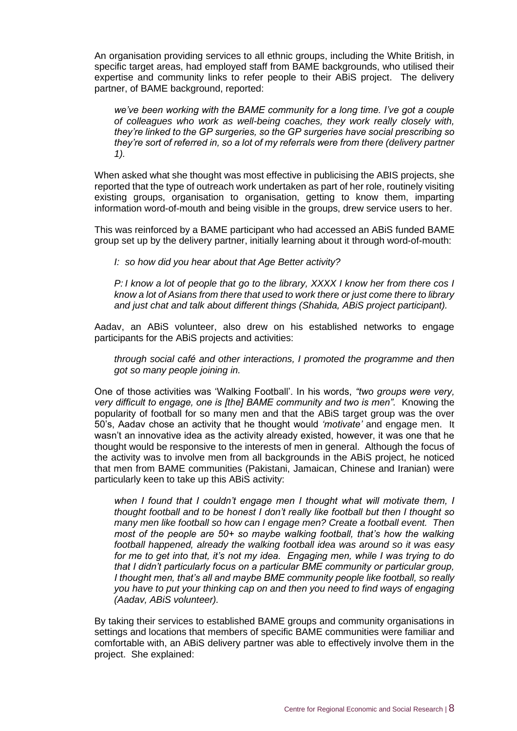An organisation providing services to all ethnic groups, including the White British, in specific target areas, had employed staff from BAME backgrounds, who utilised their expertise and community links to refer people to their ABiS project. The delivery partner, of BAME background, reported:

> *we've been working with the BAME community for a long time. I've got a couple of colleagues who work as well-being coaches, they work really closely with, they're linked to the GP surgeries, so the GP surgeries have social prescribing so they're sort of referred in, so a lot of my referrals were from there (delivery partner 1).*

When asked what she thought was most effective in publicising the ABIS projects, she reported that the type of outreach work undertaken as part of her role, routinely visiting existing groups, organisation to organisation, getting to know them, imparting information word-of-mouth and being visible in the groups, drew service users to her.

This was reinforced by a BAME participant who had accessed an ABiS funded BAME group set up by the delivery partner, initially learning about it through word-of-mouth:

> *I: so how did you hear about that Age Better activity?*
>
> *P: I know a lot of people that go to the library, XXXX I know her from there cos I know a lot of Asians from there that used to work there or just come there to library and just chat and talk about different things (Shahida, ABiS project participant).*

Aadav, an ABiS volunteer, also drew on his established networks to engage participants for the ABiS projects and activities:

> *through social café and other interactions, I promoted the programme and then got so many people joining in.*

One of those activities was 'Walking Football'. In his words, *"two groups were very, very difficult to engage, one is [the] BAME community and two is men".* Knowing the popularity of football for so many men and that the ABiS target group was the over 50's, Aadav chose an activity that he thought would *'motivate'* and engage men. It wasn't an innovative idea as the activity already existed, however, it was one that he thought would be responsive to the interests of men in general. Although the focus of the activity was to involve men from all backgrounds in the ABiS project, he noticed that men from BAME communities (Pakistani, Jamaican, Chinese and Iranian) were particularly keen to take up this ABiS activity:

> *when I found that I couldn't engage men I thought what will motivate them, I thought football and to be honest I don't really like football but then I thought so many men like football so how can I engage men? Create a football event. Then most of the people are 50+ so maybe walking football, that's how the walking football happened, already the walking football idea was around so it was easy for me to get into that, it's not my idea. Engaging men, while I was trying to do that I didn't particularly focus on a particular BME community or particular group, I thought men, that's all and maybe BME community people like football, so really you have to put your thinking cap on and then you need to find ways of engaging (Aadav, ABiS volunteer).*

By taking their services to established BAME groups and community organisations in settings and locations that members of specific BAME communities were familiar and comfortable with, an ABiS delivery partner was able to effectively involve them in the project. She explained: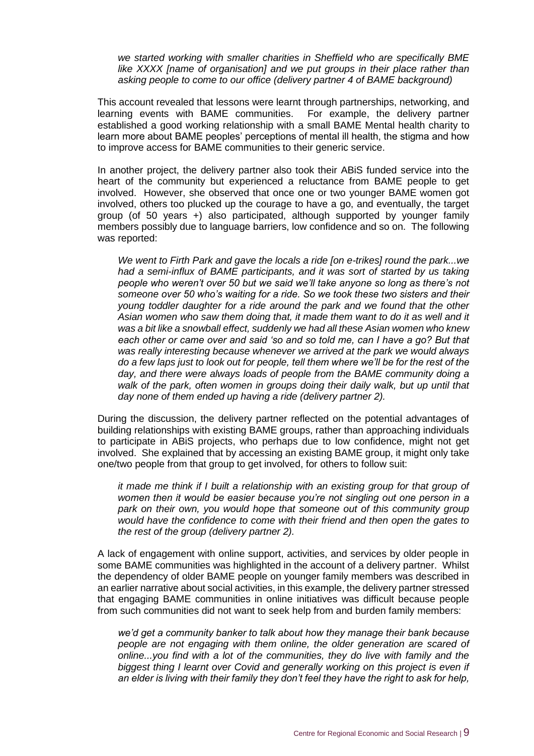*we started working with smaller charities in Sheffield who are specifically BME like XXXX [name of organisation] and we put groups in their place rather than asking people to come to our office (delivery partner 4 of BAME background)*

This account revealed that lessons were learnt through partnerships, networking, and learning events with BAME communities. For example, the delivery partner established a good working relationship with a small BAME Mental health charity to learn more about BAME peoples' perceptions of mental ill health, the stigma and how to improve access for BAME communities to their generic service.

In another project, the delivery partner also took their ABiS funded service into the heart of the community but experienced a reluctance from BAME people to get involved. However, she observed that once one or two younger BAME women got involved, others too plucked up the courage to have a go, and eventually, the target group (of 50 years +) also participated, although supported by younger family members possibly due to language barriers, low confidence and so on. The following was reported:

*We went to Firth Park and gave the locals a ride [on e-trikes] round the park...we had a semi-influx of BAME participants, and it was sort of started by us taking people who weren't over 50 but we said we'll take anyone so long as there's not someone over 50 who's waiting for a ride. So we took these two sisters and their young toddler daughter for a ride around the park and we found that the other Asian women who saw them doing that, it made them want to do it as well and it was a bit like a snowball effect, suddenly we had all these Asian women who knew each other or came over and said 'so and so told me, can I have a go? But that was really interesting because whenever we arrived at the park we would always do a few laps just to look out for people, tell them where we'll be for the rest of the day, and there were always loads of people from the BAME community doing a walk of the park, often women in groups doing their daily walk, but up until that day none of them ended up having a ride (delivery partner 2).*

During the discussion, the delivery partner reflected on the potential advantages of building relationships with existing BAME groups, rather than approaching individuals to participate in ABiS projects, who perhaps due to low confidence, might not get involved. She explained that by accessing an existing BAME group, it might only take one/two people from that group to get involved, for others to follow suit:

*it made me think if I built a relationship with an existing group for that group of women then it would be easier because you're not singling out one person in a park on their own, you would hope that someone out of this community group would have the confidence to come with their friend and then open the gates to the rest of the group (delivery partner 2).*

A lack of engagement with online support, activities, and services by older people in some BAME communities was highlighted in the account of a delivery partner. Whilst the dependency of older BAME people on younger family members was described in an earlier narrative about social activities, in this example, the delivery partner stressed that engaging BAME communities in online initiatives was difficult because people from such communities did not want to seek help from and burden family members:

*we'd get a community banker to talk about how they manage their bank because people are not engaging with them online, the older generation are scared of online...you find with a lot of the communities, they do live with family and the biggest thing I learnt over Covid and generally working on this project is even if an elder is living with their family they don't feel they have the right to ask for help,*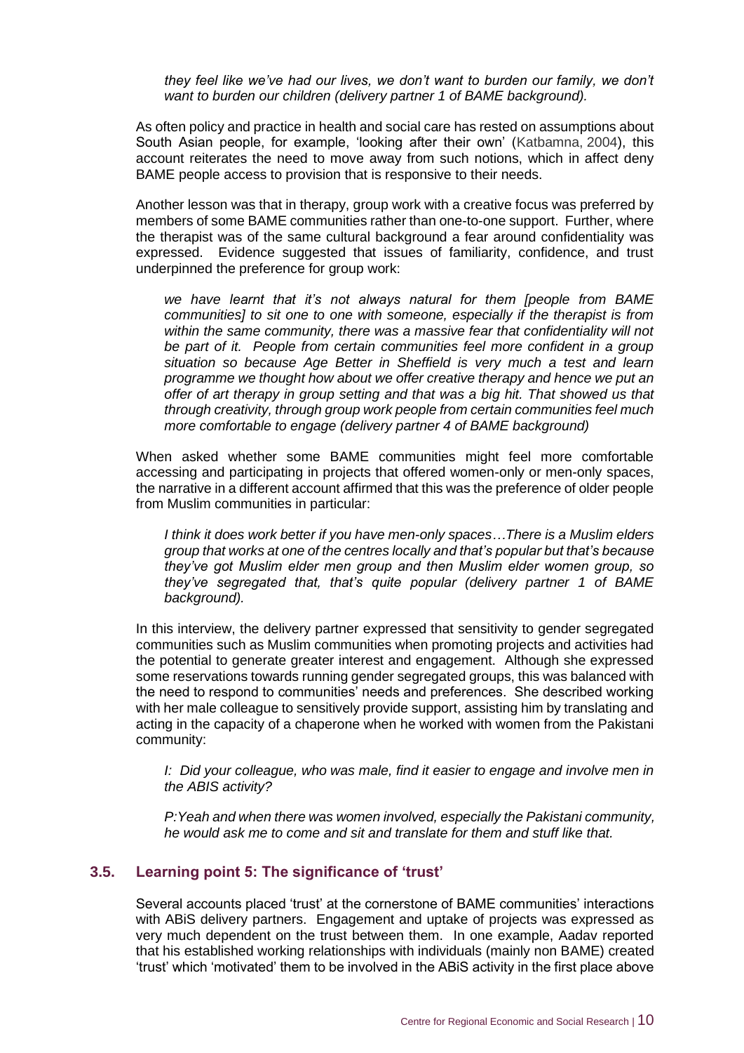*they feel like we've had our lives, we don't want to burden our family, we don't want to burden our children (delivery partner 1 of BAME background).*

As often policy and practice in health and social care has rested on assumptions about South Asian people, for example, 'looking after their own' (Katbamna, 2004), this account reiterates the need to move away from such notions, which in affect deny BAME people access to provision that is responsive to their needs.

Another lesson was that in therapy, group work with a creative focus was preferred by members of some BAME communities rather than one-to-one support. Further, where the therapist was of the same cultural background a fear around confidentiality was expressed. Evidence suggested that issues of familiarity, confidence, and trust underpinned the preference for group work:

> *we have learnt that it's not always natural for them [people from BAME communities] to sit one to one with someone, especially if the therapist is from within the same community, there was a massive fear that confidentiality will not be part of it. People from certain communities feel more confident in a group situation so because Age Better in Sheffield is very much a test and learn programme we thought how about we offer creative therapy and hence we put an offer of art therapy in group setting and that was a big hit. That showed us that through creativity, through group work people from certain communities feel much more comfortable to engage (delivery partner 4 of BAME background)*

When asked whether some BAME communities might feel more comfortable accessing and participating in projects that offered women-only or men-only spaces, the narrative in a different account affirmed that this was the preference of older people from Muslim communities in particular:

> *I think it does work better if you have men-only spaces…There is a Muslim elders group that works at one of the centres locally and that's popular but that's because they've got Muslim elder men group and then Muslim elder women group, so they've segregated that, that's quite popular (delivery partner 1 of BAME background).*

In this interview, the delivery partner expressed that sensitivity to gender segregated communities such as Muslim communities when promoting projects and activities had the potential to generate greater interest and engagement. Although she expressed some reservations towards running gender segregated groups, this was balanced with the need to respond to communities' needs and preferences. She described working with her male colleague to sensitively provide support, assisting him by translating and acting in the capacity of a chaperone when he worked with women from the Pakistani community:

> *I: Did your colleague, who was male, find it easier to engage and involve men in the ABIS activity?*
>
> *P:Yeah and when there was women involved, especially the Pakistani community, he would ask me to come and sit and translate for them and stuff like that.*

### 3.5. Learning point 5: The significance of 'trust'

Several accounts placed 'trust' at the cornerstone of BAME communities' interactions with ABiS delivery partners. Engagement and uptake of projects was expressed as very much dependent on the trust between them. In one example, Aadav reported that his established working relationships with individuals (mainly non BAME) created 'trust' which 'motivated' them to be involved in the ABiS activity in the first place above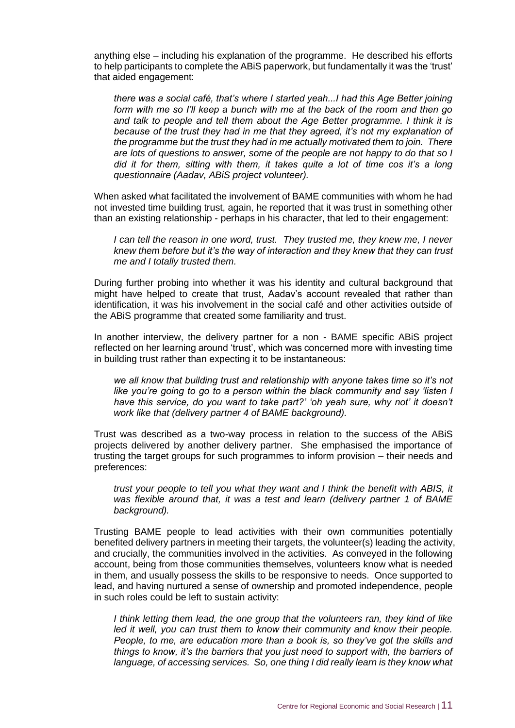anything else – including his explanation of the programme. He described his efforts to help participants to complete the ABiS paperwork, but fundamentally it was the 'trust' that aided engagement:

> *there was a social café, that's where I started yeah...I had this Age Better joining form with me so I'll keep a bunch with me at the back of the room and then go and talk to people and tell them about the Age Better programme. I think it is because of the trust they had in me that they agreed, it's not my explanation of the programme but the trust they had in me actually motivated them to join. There are lots of questions to answer, some of the people are not happy to do that so I did it for them, sitting with them, it takes quite a lot of time cos it's a long questionnaire (Aadav, ABiS project volunteer).*

When asked what facilitated the involvement of BAME communities with whom he had not invested time building trust, again, he reported that it was trust in something other than an existing relationship - perhaps in his character, that led to their engagement:

> *I can tell the reason in one word, trust. They trusted me, they knew me, I never knew them before but it's the way of interaction and they knew that they can trust me and I totally trusted them.*

During further probing into whether it was his identity and cultural background that might have helped to create that trust, Aadav's account revealed that rather than identification, it was his involvement in the social café and other activities outside of the ABiS programme that created some familiarity and trust.

In another interview, the delivery partner for a non - BAME specific ABiS project reflected on her learning around 'trust', which was concerned more with investing time in building trust rather than expecting it to be instantaneous:

> *we all know that building trust and relationship with anyone takes time so it's not like you're going to go to a person within the black community and say 'listen I have this service, do you want to take part?' 'oh yeah sure, why not' it doesn't work like that (delivery partner 4 of BAME background).*

Trust was described as a two-way process in relation to the success of the ABiS projects delivered by another delivery partner. She emphasised the importance of trusting the target groups for such programmes to inform provision – their needs and preferences:

> *trust your people to tell you what they want and I think the benefit with ABIS, it was flexible around that, it was a test and learn (delivery partner 1 of BAME background).*

Trusting BAME people to lead activities with their own communities potentially benefited delivery partners in meeting their targets, the volunteer(s) leading the activity, and crucially, the communities involved in the activities. As conveyed in the following account, being from those communities themselves, volunteers know what is needed in them, and usually possess the skills to be responsive to needs. Once supported to lead, and having nurtured a sense of ownership and promoted independence, people in such roles could be left to sustain activity:

> *I think letting them lead, the one group that the volunteers ran, they kind of like led it well, you can trust them to know their community and know their people. People, to me, are education more than a book is, so they've got the skills and things to know, it's the barriers that you just need to support with, the barriers of language, of accessing services. So, one thing I did really learn is they know what*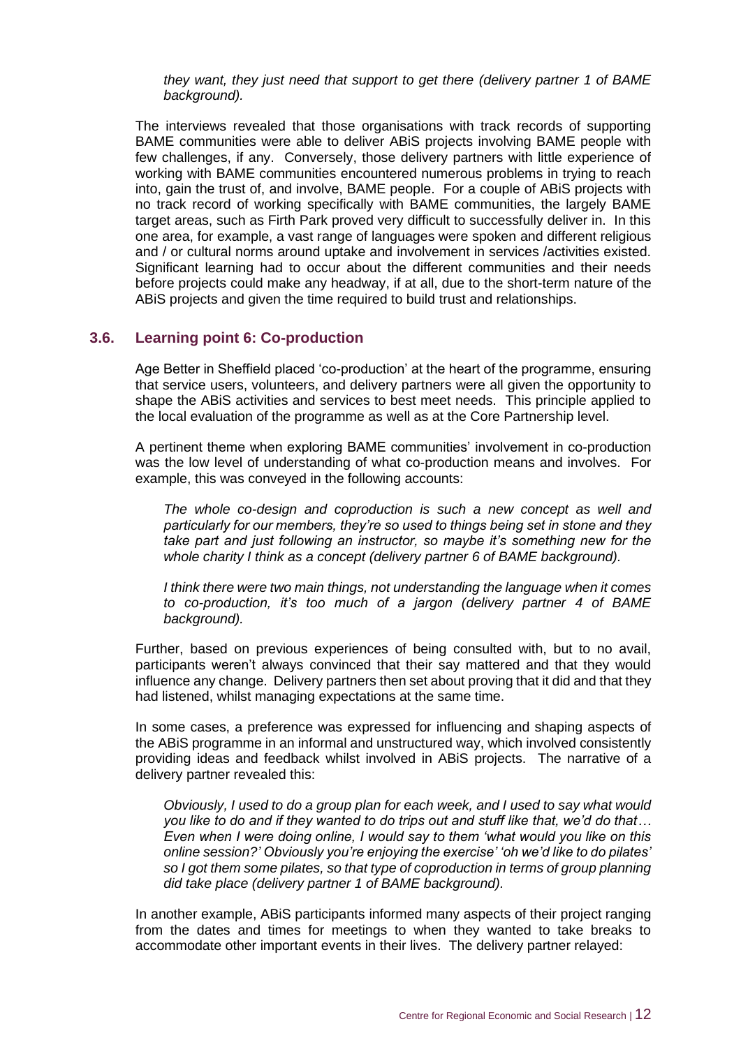*they want, they just need that support to get there (delivery partner 1 of BAME background).*

The interviews revealed that those organisations with track records of supporting BAME communities were able to deliver ABiS projects involving BAME people with few challenges, if any. Conversely, those delivery partners with little experience of working with BAME communities encountered numerous problems in trying to reach into, gain the trust of, and involve, BAME people. For a couple of ABiS projects with no track record of working specifically with BAME communities, the largely BAME target areas, such as Firth Park proved very difficult to successfully deliver in. In this one area, for example, a vast range of languages were spoken and different religious and / or cultural norms around uptake and involvement in services /activities existed. Significant learning had to occur about the different communities and their needs before projects could make any headway, if at all, due to the short-term nature of the ABiS projects and given the time required to build trust and relationships.

### 3.6. Learning point 6: Co-production

Age Better in Sheffield placed 'co-production' at the heart of the programme, ensuring that service users, volunteers, and delivery partners were all given the opportunity to shape the ABiS activities and services to best meet needs. This principle applied to the local evaluation of the programme as well as at the Core Partnership level.

A pertinent theme when exploring BAME communities' involvement in co-production was the low level of understanding of what co-production means and involves. For example, this was conveyed in the following accounts:

> *The whole co-design and coproduction is such a new concept as well and particularly for our members, they're so used to things being set in stone and they take part and just following an instructor, so maybe it's something new for the whole charity I think as a concept (delivery partner 6 of BAME background).*

> *I think there were two main things, not understanding the language when it comes to co-production, it's too much of a jargon (delivery partner 4 of BAME background).*

Further, based on previous experiences of being consulted with, but to no avail, participants weren't always convinced that their say mattered and that they would influence any change. Delivery partners then set about proving that it did and that they had listened, whilst managing expectations at the same time.

In some cases, a preference was expressed for influencing and shaping aspects of the ABiS programme in an informal and unstructured way, which involved consistently providing ideas and feedback whilst involved in ABiS projects. The narrative of a delivery partner revealed this:

> *Obviously, I used to do a group plan for each week, and I used to say what would you like to do and if they wanted to do trips out and stuff like that, we'd do that… Even when I were doing online, I would say to them 'what would you like on this online session?' Obviously you're enjoying the exercise' 'oh we'd like to do pilates' so I got them some pilates, so that type of coproduction in terms of group planning did take place (delivery partner 1 of BAME background).*

In another example, ABiS participants informed many aspects of their project ranging from the dates and times for meetings to when they wanted to take breaks to accommodate other important events in their lives. The delivery partner relayed: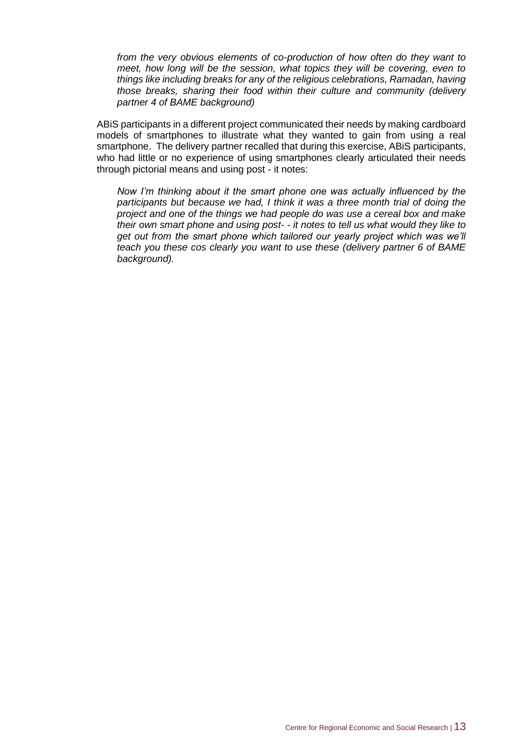*from the very obvious elements of co-production of how often do they want to meet, how long will be the session, what topics they will be covering, even to things like including breaks for any of the religious celebrations, Ramadan, having those breaks, sharing their food within their culture and community (delivery partner 4 of BAME background)*

ABiS participants in a different project communicated their needs by making cardboard models of smartphones to illustrate what they wanted to gain from using a real smartphone. The delivery partner recalled that during this exercise, ABiS participants, who had little or no experience of using smartphones clearly articulated their needs through pictorial means and using post - it notes:

*Now I'm thinking about it the smart phone one was actually influenced by the participants but because we had, I think it was a three month trial of doing the project and one of the things we had people do was use a cereal box and make their own smart phone and using post- - it notes to tell us what would they like to get out from the smart phone which tailored our yearly project which was we'll teach you these cos clearly you want to use these (delivery partner 6 of BAME background).*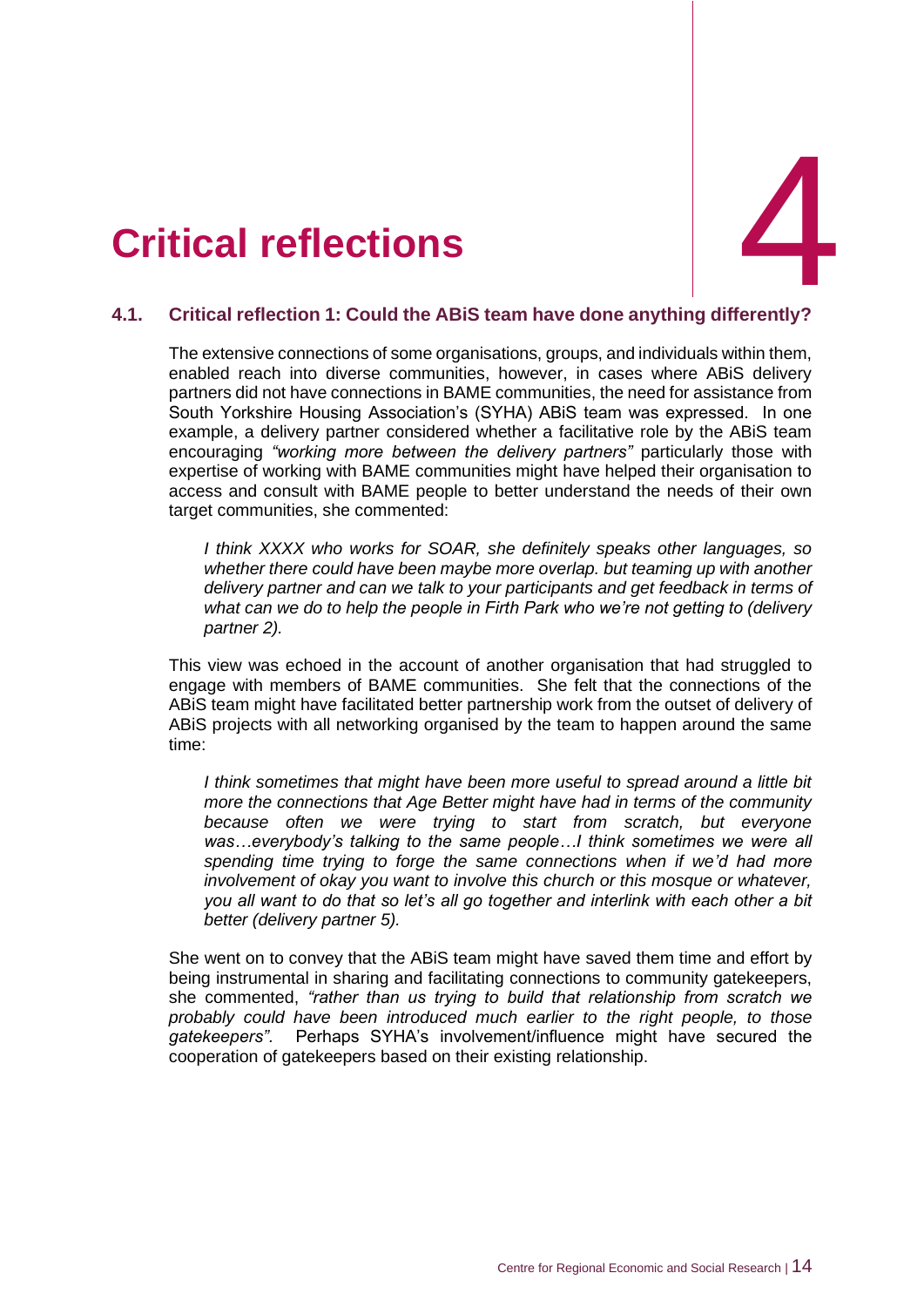# 4 Critical reflections

## 4.1. Critical reflection 1: Could the ABiS team have done anything differently?

The extensive connections of some organisations, groups, and individuals within them, enabled reach into diverse communities, however, in cases where ABiS delivery partners did not have connections in BAME communities, the need for assistance from South Yorkshire Housing Association's (SYHA) ABiS team was expressed. In one example, a delivery partner considered whether a facilitative role by the ABiS team encouraging *"working more between the delivery partners"* particularly those with expertise of working with BAME communities might have helped their organisation to access and consult with BAME people to better understand the needs of their own target communities, she commented:

> *I think XXXX who works for SOAR, she definitely speaks other languages, so whether there could have been maybe more overlap. but teaming up with another delivery partner and can we talk to your participants and get feedback in terms of what can we do to help the people in Firth Park who we're not getting to (delivery partner 2).*

This view was echoed in the account of another organisation that had struggled to engage with members of BAME communities. She felt that the connections of the ABiS team might have facilitated better partnership work from the outset of delivery of ABiS projects with all networking organised by the team to happen around the same time:

> *I think sometimes that might have been more useful to spread around a little bit more the connections that Age Better might have had in terms of the community because often we were trying to start from scratch, but everyone was…everybody's talking to the same people…I think sometimes we were all spending time trying to forge the same connections when if we'd had more involvement of okay you want to involve this church or this mosque or whatever, you all want to do that so let's all go together and interlink with each other a bit better (delivery partner 5).*

She went on to convey that the ABiS team might have saved them time and effort by being instrumental in sharing and facilitating connections to community gatekeepers, she commented, *"rather than us trying to build that relationship from scratch we probably could have been introduced much earlier to the right people, to those gatekeepers".* Perhaps SYHA's involvement/influence might have secured the cooperation of gatekeepers based on their existing relationship.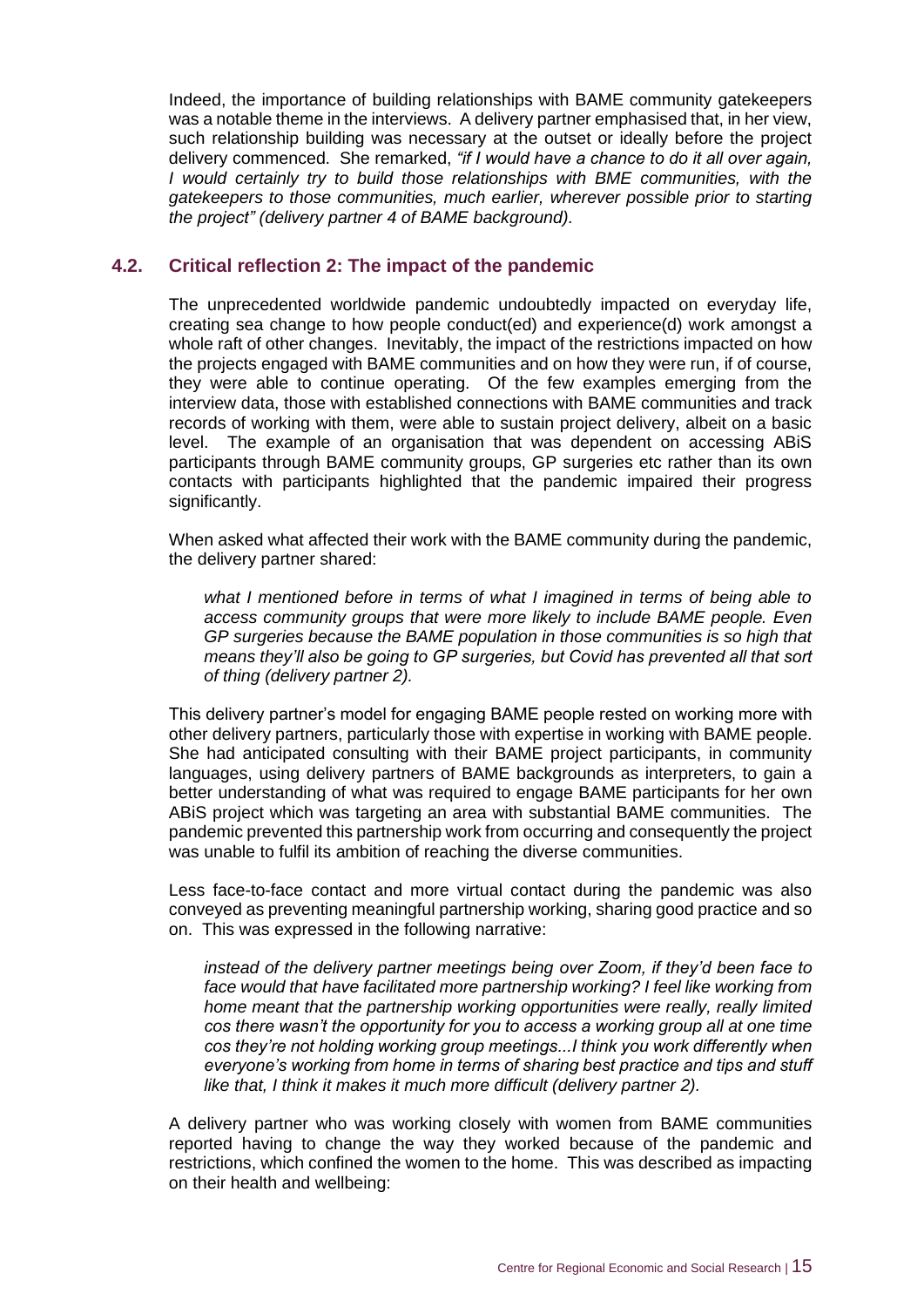Indeed, the importance of building relationships with BAME community gatekeepers was a notable theme in the interviews. A delivery partner emphasised that, in her view, such relationship building was necessary at the outset or ideally before the project delivery commenced. She remarked, *"if I would have a chance to do it all over again, I would certainly try to build those relationships with BME communities, with the gatekeepers to those communities, much earlier, wherever possible prior to starting the project" (delivery partner 4 of BAME background).*

## 4.2. Critical reflection 2: The impact of the pandemic

The unprecedented worldwide pandemic undoubtedly impacted on everyday life, creating sea change to how people conduct(ed) and experience(d) work amongst a whole raft of other changes. Inevitably, the impact of the restrictions impacted on how the projects engaged with BAME communities and on how they were run, if of course, they were able to continue operating. Of the few examples emerging from the interview data, those with established connections with BAME communities and track records of working with them, were able to sustain project delivery, albeit on a basic level. The example of an organisation that was dependent on accessing ABiS participants through BAME community groups, GP surgeries etc rather than its own contacts with participants highlighted that the pandemic impaired their progress significantly.

When asked what affected their work with the BAME community during the pandemic, the delivery partner shared:

> *what I mentioned before in terms of what I imagined in terms of being able to access community groups that were more likely to include BAME people. Even GP surgeries because the BAME population in those communities is so high that means they'll also be going to GP surgeries, but Covid has prevented all that sort of thing (delivery partner 2).*

This delivery partner's model for engaging BAME people rested on working more with other delivery partners, particularly those with expertise in working with BAME people. She had anticipated consulting with their BAME project participants, in community languages, using delivery partners of BAME backgrounds as interpreters, to gain a better understanding of what was required to engage BAME participants for her own ABiS project which was targeting an area with substantial BAME communities. The pandemic prevented this partnership work from occurring and consequently the project was unable to fulfil its ambition of reaching the diverse communities.

Less face-to-face contact and more virtual contact during the pandemic was also conveyed as preventing meaningful partnership working, sharing good practice and so on. This was expressed in the following narrative:

> *instead of the delivery partner meetings being over Zoom, if they'd been face to face would that have facilitated more partnership working? I feel like working from home meant that the partnership working opportunities were really, really limited cos there wasn't the opportunity for you to access a working group all at one time cos they're not holding working group meetings...I think you work differently when everyone's working from home in terms of sharing best practice and tips and stuff like that, I think it makes it much more difficult (delivery partner 2).*

A delivery partner who was working closely with women from BAME communities reported having to change the way they worked because of the pandemic and restrictions, which confined the women to the home. This was described as impacting on their health and wellbeing: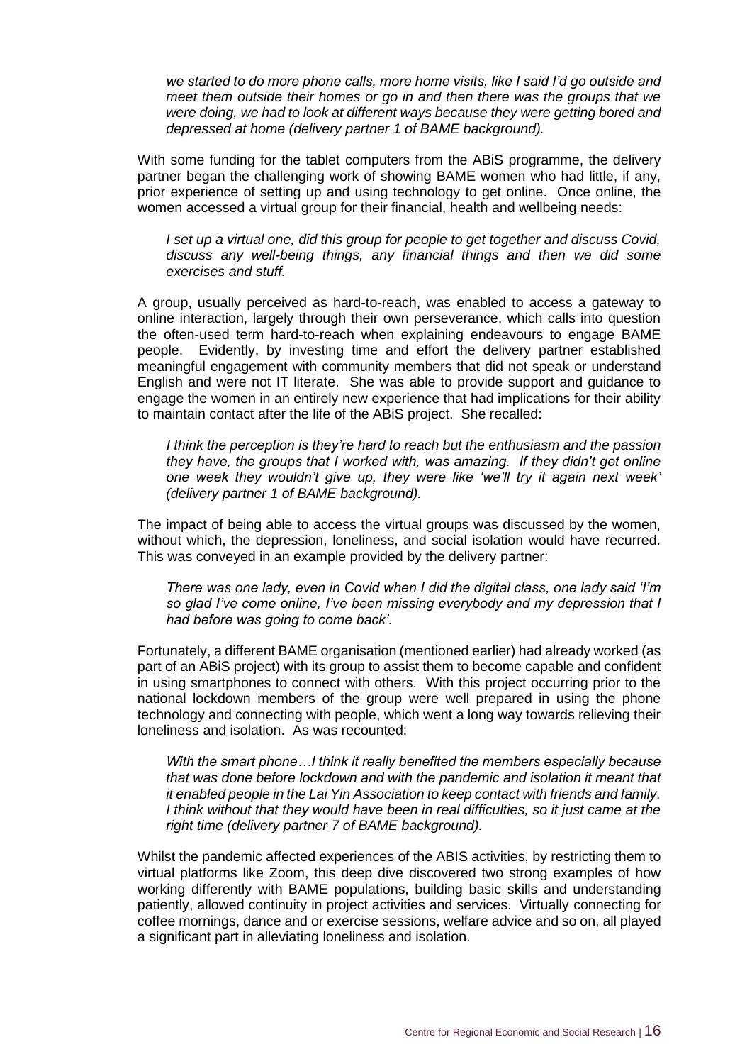*we started to do more phone calls, more home visits, like I said I'd go outside and meet them outside their homes or go in and then there was the groups that we were doing, we had to look at different ways because they were getting bored and depressed at home (delivery partner 1 of BAME background).*

With some funding for the tablet computers from the ABiS programme, the delivery partner began the challenging work of showing BAME women who had little, if any, prior experience of setting up and using technology to get online. Once online, the women accessed a virtual group for their financial, health and wellbeing needs:

*I set up a virtual one, did this group for people to get together and discuss Covid, discuss any well-being things, any financial things and then we did some exercises and stuff.*

A group, usually perceived as hard-to-reach, was enabled to access a gateway to online interaction, largely through their own perseverance, which calls into question the often-used term hard-to-reach when explaining endeavours to engage BAME people. Evidently, by investing time and effort the delivery partner established meaningful engagement with community members that did not speak or understand English and were not IT literate. She was able to provide support and guidance to engage the women in an entirely new experience that had implications for their ability to maintain contact after the life of the ABiS project. She recalled:

*I think the perception is they're hard to reach but the enthusiasm and the passion they have, the groups that I worked with, was amazing. If they didn't get online one week they wouldn't give up, they were like 'we'll try it again next week' (delivery partner 1 of BAME background).*

The impact of being able to access the virtual groups was discussed by the women, without which, the depression, loneliness, and social isolation would have recurred. This was conveyed in an example provided by the delivery partner:

*There was one lady, even in Covid when I did the digital class, one lady said 'I'm so glad I've come online, I've been missing everybody and my depression that I had before was going to come back'.*

Fortunately, a different BAME organisation (mentioned earlier) had already worked (as part of an ABiS project) with its group to assist them to become capable and confident in using smartphones to connect with others. With this project occurring prior to the national lockdown members of the group were well prepared in using the phone technology and connecting with people, which went a long way towards relieving their loneliness and isolation. As was recounted:

*With the smart phone…I think it really benefited the members especially because that was done before lockdown and with the pandemic and isolation it meant that it enabled people in the Lai Yin Association to keep contact with friends and family. I think without that they would have been in real difficulties, so it just came at the right time (delivery partner 7 of BAME background).*

Whilst the pandemic affected experiences of the ABIS activities, by restricting them to virtual platforms like Zoom, this deep dive discovered two strong examples of how working differently with BAME populations, building basic skills and understanding patiently, allowed continuity in project activities and services. Virtually connecting for coffee mornings, dance and or exercise sessions, welfare advice and so on, all played a significant part in alleviating loneliness and isolation.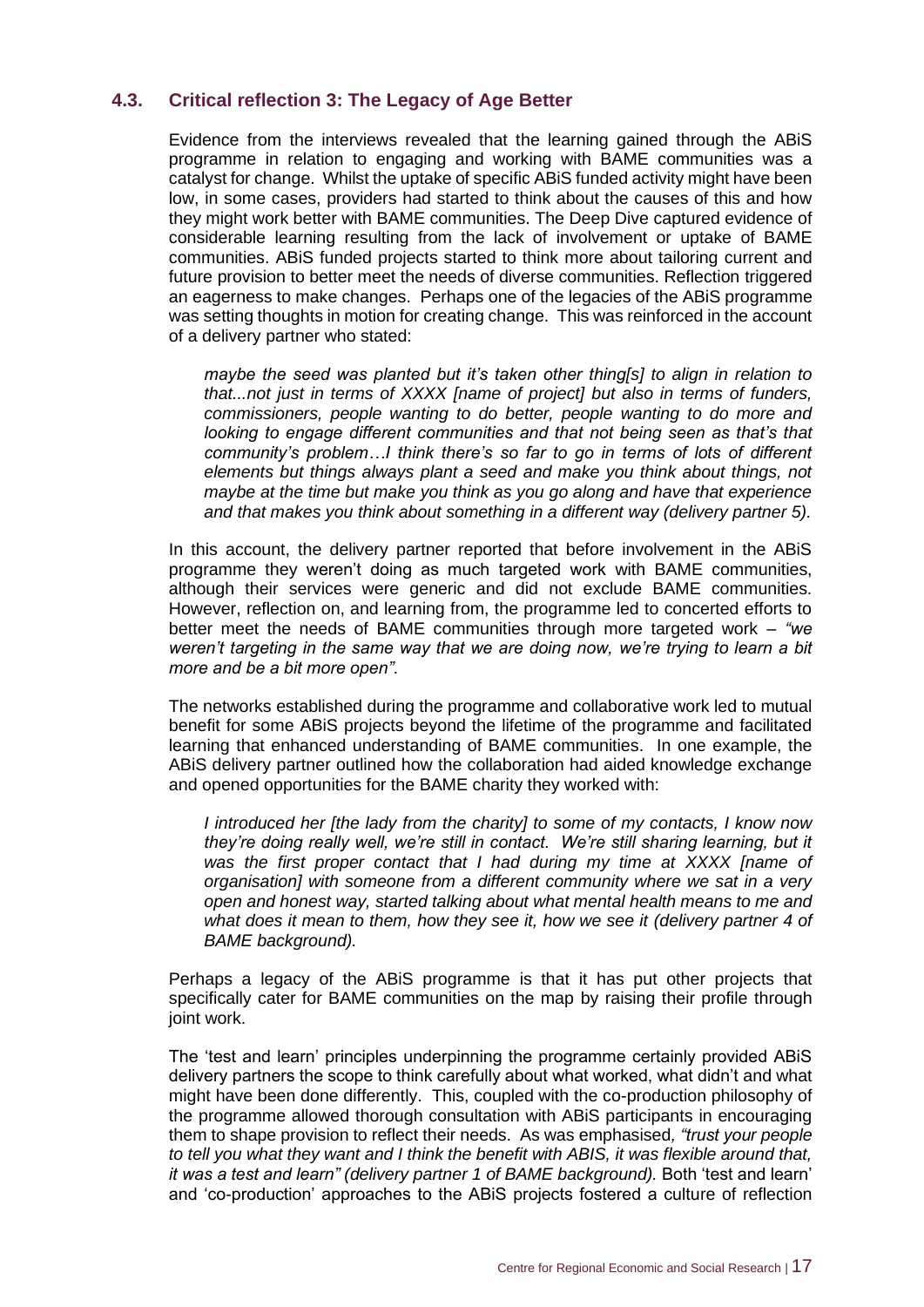### 4.3. Critical reflection 3: The Legacy of Age Better

Evidence from the interviews revealed that the learning gained through the ABiS programme in relation to engaging and working with BAME communities was a catalyst for change. Whilst the uptake of specific ABiS funded activity might have been low, in some cases, providers had started to think about the causes of this and how they might work better with BAME communities. The Deep Dive captured evidence of considerable learning resulting from the lack of involvement or uptake of BAME communities. ABiS funded projects started to think more about tailoring current and future provision to better meet the needs of diverse communities. Reflection triggered an eagerness to make changes. Perhaps one of the legacies of the ABiS programme was setting thoughts in motion for creating change. This was reinforced in the account of a delivery partner who stated:

> *maybe the seed was planted but it's taken other thing[s] to align in relation to that...not just in terms of XXXX [name of project] but also in terms of funders, commissioners, people wanting to do better, people wanting to do more and looking to engage different communities and that not being seen as that's that community's problem…I think there's so far to go in terms of lots of different elements but things always plant a seed and make you think about things, not maybe at the time but make you think as you go along and have that experience and that makes you think about something in a different way (delivery partner 5).*

In this account, the delivery partner reported that before involvement in the ABiS programme they weren't doing as much targeted work with BAME communities, although their services were generic and did not exclude BAME communities. However, reflection on, and learning from, the programme led to concerted efforts to better meet the needs of BAME communities through more targeted work – *"we weren't targeting in the same way that we are doing now, we're trying to learn a bit more and be a bit more open"*.

The networks established during the programme and collaborative work led to mutual benefit for some ABiS projects beyond the lifetime of the programme and facilitated learning that enhanced understanding of BAME communities. In one example, the ABiS delivery partner outlined how the collaboration had aided knowledge exchange and opened opportunities for the BAME charity they worked with:

> *I introduced her [the lady from the charity] to some of my contacts, I know now they're doing really well, we're still in contact. We're still sharing learning, but it was the first proper contact that I had during my time at XXXX [name of organisation] with someone from a different community where we sat in a very open and honest way, started talking about what mental health means to me and what does it mean to them, how they see it, how we see it (delivery partner 4 of BAME background).*

Perhaps a legacy of the ABiS programme is that it has put other projects that specifically cater for BAME communities on the map by raising their profile through joint work.

The 'test and learn' principles underpinning the programme certainly provided ABiS delivery partners the scope to think carefully about what worked, what didn't and what might have been done differently. This, coupled with the co-production philosophy of the programme allowed thorough consultation with ABiS participants in encouraging them to shape provision to reflect their needs. As was emphasised, *"trust your people to tell you what they want and I think the benefit with ABIS, it was flexible around that, it was a test and learn" (delivery partner 1 of BAME background).* Both 'test and learn' and 'co-production' approaches to the ABiS projects fostered a culture of reflection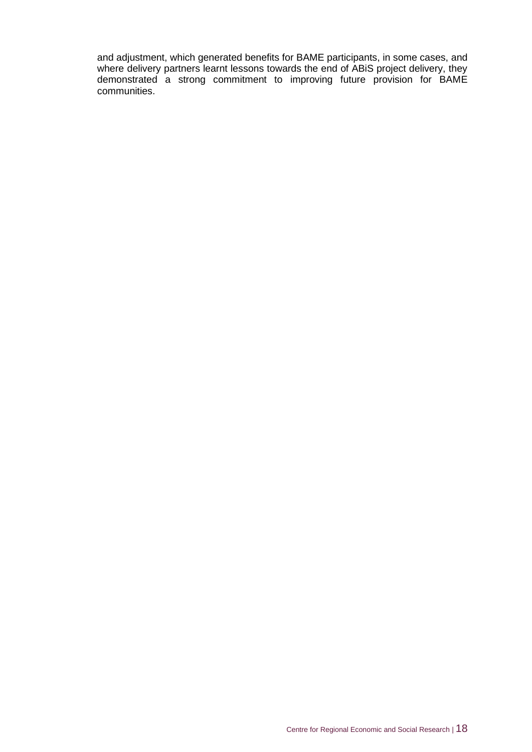and adjustment, which generated benefits for BAME participants, in some cases, and where delivery partners learnt lessons towards the end of ABiS project delivery, they demonstrated a strong commitment to improving future provision for BAME communities.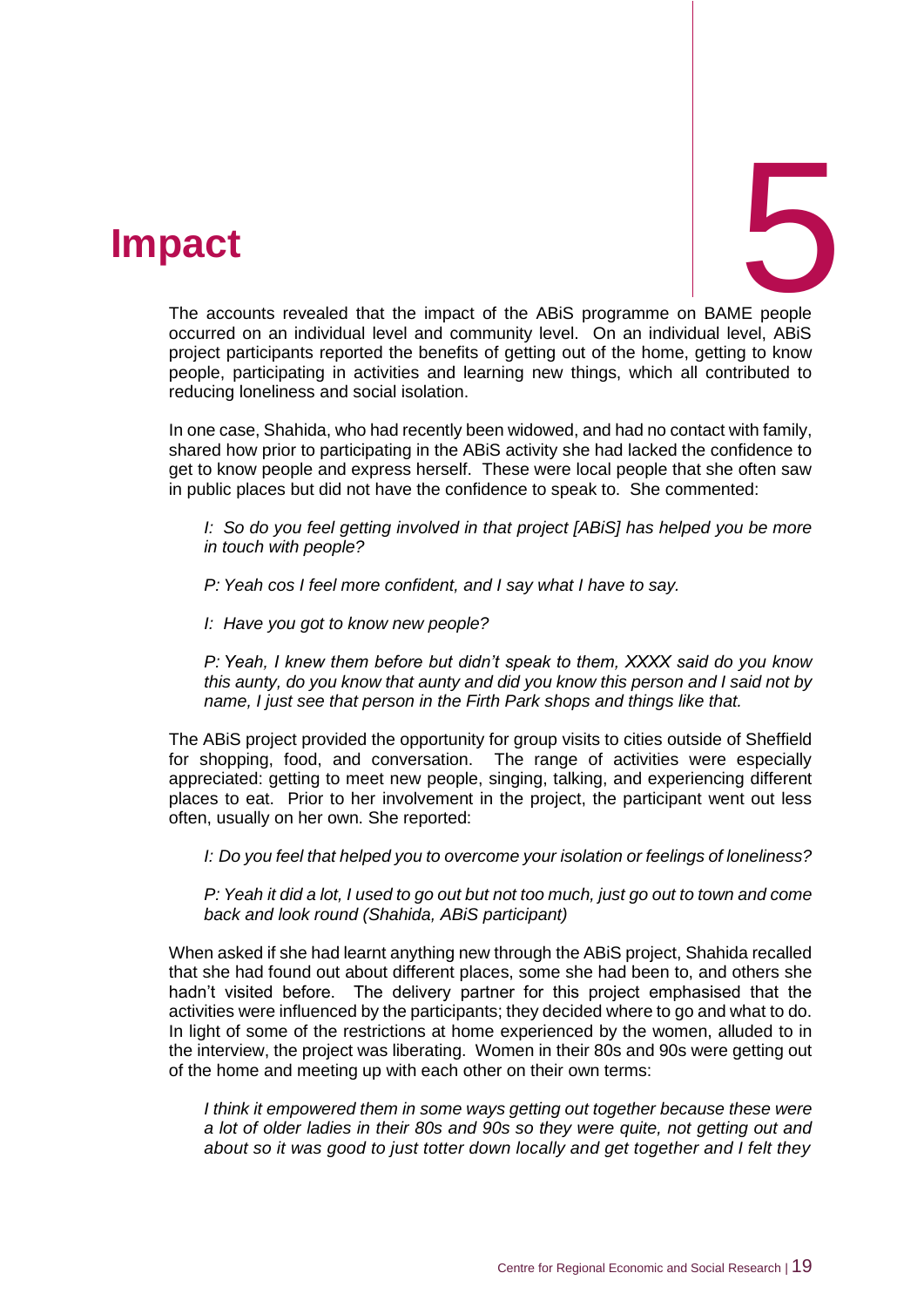# 5 Impact

The accounts revealed that the impact of the ABiS programme on BAME people occurred on an individual level and community level. On an individual level, ABiS project participants reported the benefits of getting out of the home, getting to know people, participating in activities and learning new things, which all contributed to reducing loneliness and social isolation.

In one case, Shahida, who had recently been widowed, and had no contact with family, shared how prior to participating in the ABiS activity she had lacked the confidence to get to know people and express herself. These were local people that she often saw in public places but did not have the confidence to speak to. She commented:

> *I: So do you feel getting involved in that project [ABiS] has helped you be more in touch with people?*
>
> *P: Yeah cos I feel more confident, and I say what I have to say.*
>
> *I: Have you got to know new people?*
>
> *P: Yeah, I knew them before but didn't speak to them, XXXX said do you know this aunty, do you know that aunty and did you know this person and I said not by name, I just see that person in the Firth Park shops and things like that.*

The ABiS project provided the opportunity for group visits to cities outside of Sheffield for shopping, food, and conversation. The range of activities were especially appreciated: getting to meet new people, singing, talking, and experiencing different places to eat. Prior to her involvement in the project, the participant went out less often, usually on her own. She reported:

> *I: Do you feel that helped you to overcome your isolation or feelings of loneliness?*
>
> *P: Yeah it did a lot, I used to go out but not too much, just go out to town and come back and look round (Shahida, ABiS participant)*

When asked if she had learnt anything new through the ABiS project, Shahida recalled that she had found out about different places, some she had been to, and others she hadn't visited before. The delivery partner for this project emphasised that the activities were influenced by the participants; they decided where to go and what to do. In light of some of the restrictions at home experienced by the women, alluded to in the interview, the project was liberating. Women in their 80s and 90s were getting out of the home and meeting up with each other on their own terms:

> *I think it empowered them in some ways getting out together because these were a lot of older ladies in their 80s and 90s so they were quite, not getting out and about so it was good to just totter down locally and get together and I felt they*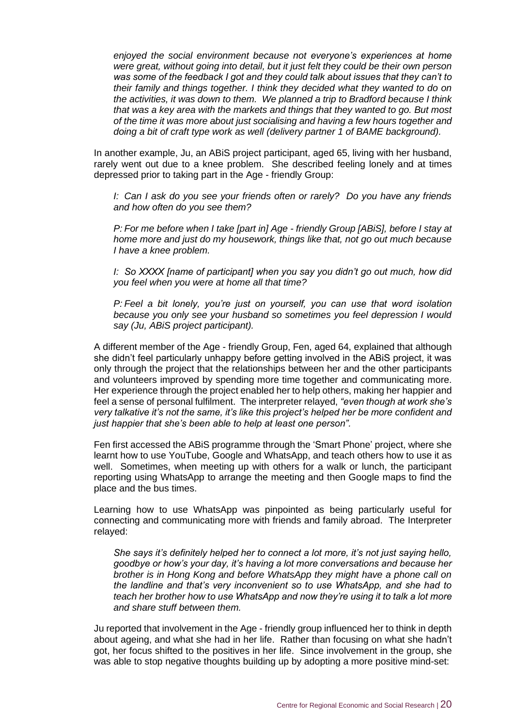*enjoyed the social environment because not everyone's experiences at home were great, without going into detail, but it just felt they could be their own person was some of the feedback I got and they could talk about issues that they can't to their family and things together. I think they decided what they wanted to do on the activities, it was down to them. We planned a trip to Bradford because I think that was a key area with the markets and things that they wanted to go. But most of the time it was more about just socialising and having a few hours together and doing a bit of craft type work as well (delivery partner 1 of BAME background).*

In another example, Ju, an ABiS project participant, aged 65, living with her husband, rarely went out due to a knee problem. She described feeling lonely and at times depressed prior to taking part in the Age - friendly Group:

> *I: Can I ask do you see your friends often or rarely? Do you have any friends and how often do you see them?*
>
> *P: For me before when I take [part in] Age - friendly Group [ABiS], before I stay at home more and just do my housework, things like that, not go out much because I have a knee problem.*
>
> *I: So XXXX [name of participant] when you say you didn't go out much, how did you feel when you were at home all that time?*
>
> *P: Feel a bit lonely, you're just on yourself, you can use that word isolation because you only see your husband so sometimes you feel depression I would say (Ju, ABiS project participant).*

A different member of the Age - friendly Group, Fen, aged 64, explained that although she didn't feel particularly unhappy before getting involved in the ABiS project, it was only through the project that the relationships between her and the other participants and volunteers improved by spending more time together and communicating more. Her experience through the project enabled her to help others, making her happier and feel a sense of personal fulfilment. The interpreter relayed, *"even though at work she's very talkative it's not the same, it's like this project's helped her be more confident and just happier that she's been able to help at least one person".*

Fen first accessed the ABiS programme through the 'Smart Phone' project, where she learnt how to use YouTube, Google and WhatsApp, and teach others how to use it as well. Sometimes, when meeting up with others for a walk or lunch, the participant reporting using WhatsApp to arrange the meeting and then Google maps to find the place and the bus times.

Learning how to use WhatsApp was pinpointed as being particularly useful for connecting and communicating more with friends and family abroad. The Interpreter relayed:

> *She says it's definitely helped her to connect a lot more, it's not just saying hello, goodbye or how's your day, it's having a lot more conversations and because her brother is in Hong Kong and before WhatsApp they might have a phone call on the landline and that's very inconvenient so to use WhatsApp, and she had to teach her brother how to use WhatsApp and now they're using it to talk a lot more and share stuff between them.*

Ju reported that involvement in the Age - friendly group influenced her to think in depth about ageing, and what she had in her life. Rather than focusing on what she hadn't got, her focus shifted to the positives in her life. Since involvement in the group, she was able to stop negative thoughts building up by adopting a more positive mind-set: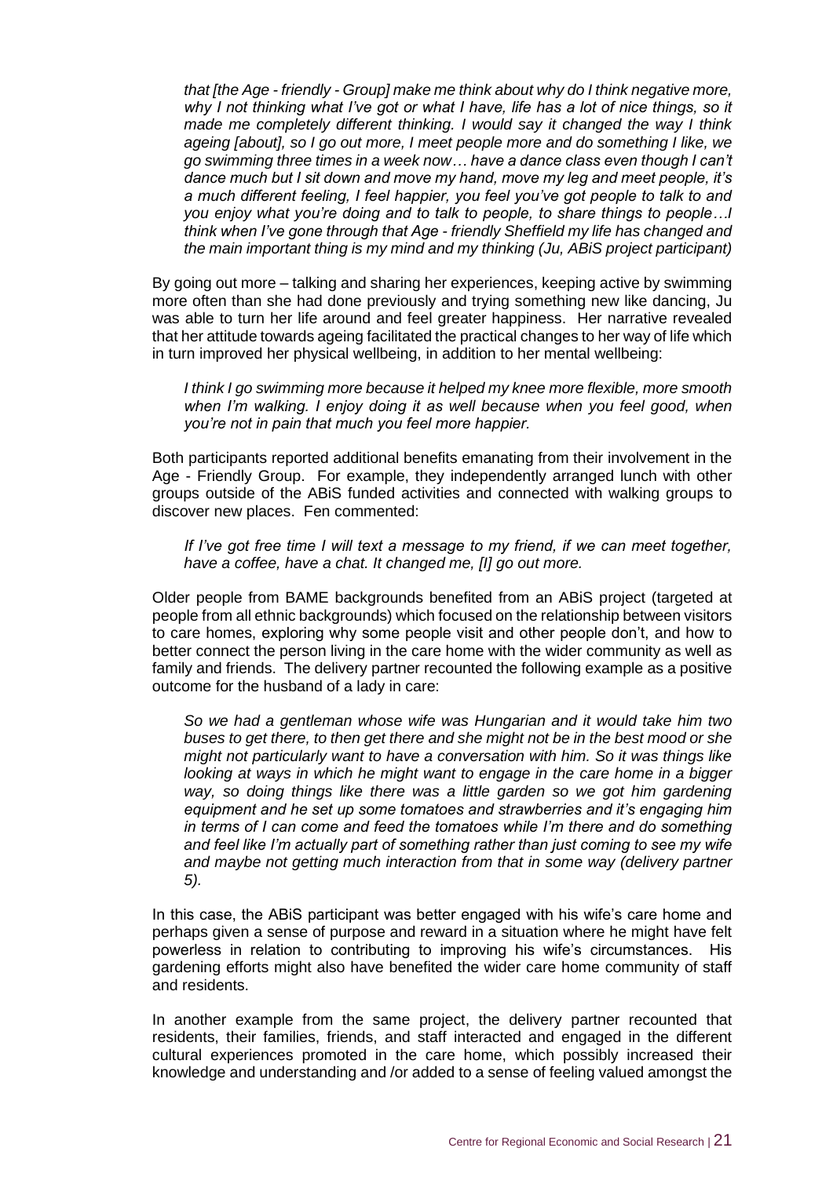*that [the Age - friendly - Group] make me think about why do I think negative more, why I not thinking what I've got or what I have, life has a lot of nice things, so it made me completely different thinking. I would say it changed the way I think ageing [about], so I go out more, I meet people more and do something I like, we go swimming three times in a week now… have a dance class even though I can't dance much but I sit down and move my hand, move my leg and meet people, it's a much different feeling, I feel happier, you feel you've got people to talk to and you enjoy what you're doing and to talk to people, to share things to people…I think when I've gone through that Age - friendly Sheffield my life has changed and the main important thing is my mind and my thinking (Ju, ABiS project participant)*

By going out more – talking and sharing her experiences, keeping active by swimming more often than she had done previously and trying something new like dancing, Ju was able to turn her life around and feel greater happiness. Her narrative revealed that her attitude towards ageing facilitated the practical changes to her way of life which in turn improved her physical wellbeing, in addition to her mental wellbeing:

*I think I go swimming more because it helped my knee more flexible, more smooth when I'm walking. I enjoy doing it as well because when you feel good, when you're not in pain that much you feel more happier.*

Both participants reported additional benefits emanating from their involvement in the Age - Friendly Group. For example, they independently arranged lunch with other groups outside of the ABiS funded activities and connected with walking groups to discover new places. Fen commented:

*If I've got free time I will text a message to my friend, if we can meet together, have a coffee, have a chat. It changed me, [I] go out more.*

Older people from BAME backgrounds benefited from an ABiS project (targeted at people from all ethnic backgrounds) which focused on the relationship between visitors to care homes, exploring why some people visit and other people don't, and how to better connect the person living in the care home with the wider community as well as family and friends. The delivery partner recounted the following example as a positive outcome for the husband of a lady in care:

*So we had a gentleman whose wife was Hungarian and it would take him two buses to get there, to then get there and she might not be in the best mood or she might not particularly want to have a conversation with him. So it was things like looking at ways in which he might want to engage in the care home in a bigger way, so doing things like there was a little garden so we got him gardening equipment and he set up some tomatoes and strawberries and it's engaging him in terms of I can come and feed the tomatoes while I'm there and do something and feel like I'm actually part of something rather than just coming to see my wife and maybe not getting much interaction from that in some way (delivery partner 5).*

In this case, the ABiS participant was better engaged with his wife's care home and perhaps given a sense of purpose and reward in a situation where he might have felt powerless in relation to contributing to improving his wife's circumstances. His gardening efforts might also have benefited the wider care home community of staff and residents.

In another example from the same project, the delivery partner recounted that residents, their families, friends, and staff interacted and engaged in the different cultural experiences promoted in the care home, which possibly increased their knowledge and understanding and /or added to a sense of feeling valued amongst the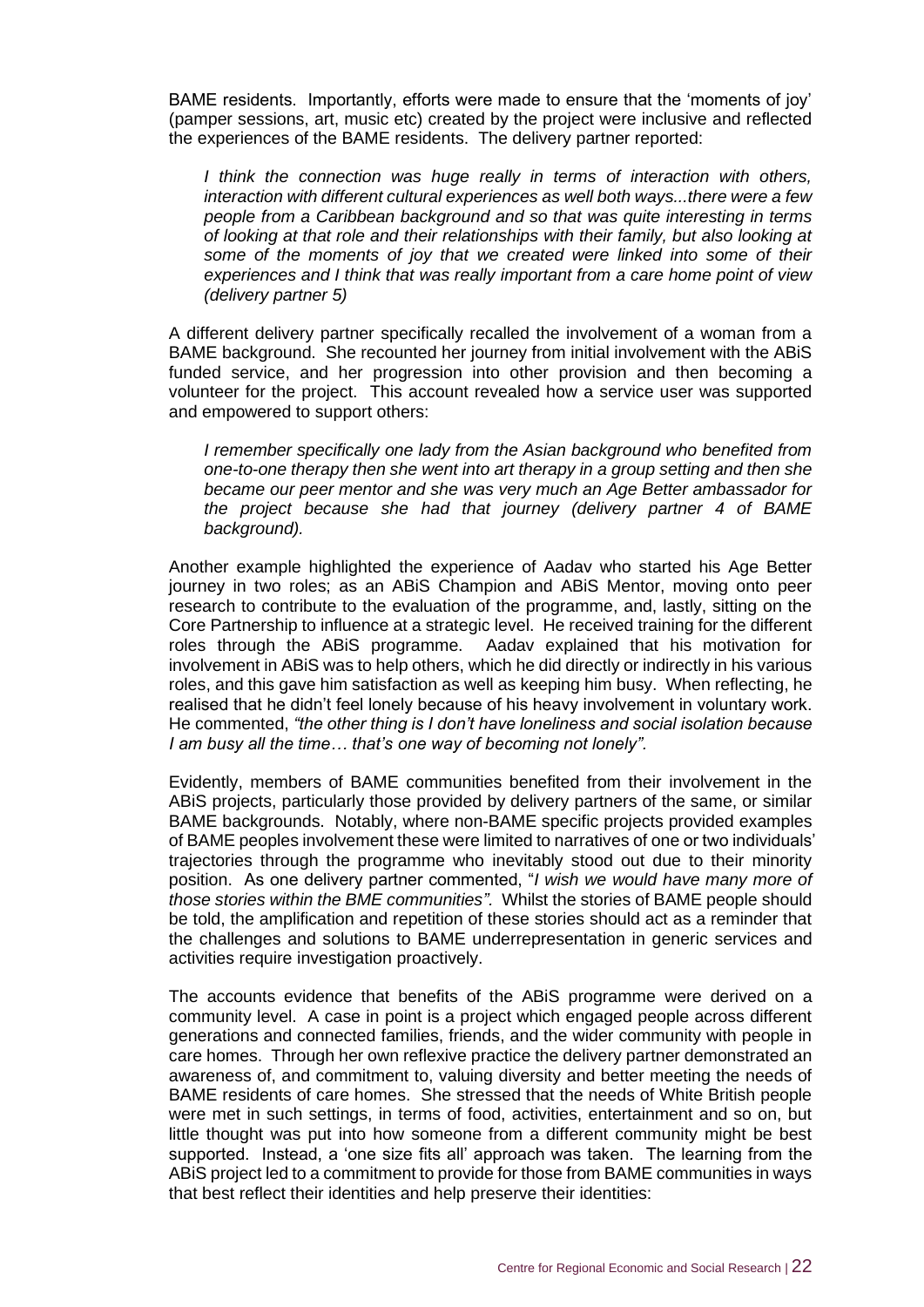BAME residents. Importantly, efforts were made to ensure that the 'moments of joy' (pamper sessions, art, music etc) created by the project were inclusive and reflected the experiences of the BAME residents. The delivery partner reported:

> *I think the connection was huge really in terms of interaction with others, interaction with different cultural experiences as well both ways...there were a few people from a Caribbean background and so that was quite interesting in terms of looking at that role and their relationships with their family, but also looking at some of the moments of joy that we created were linked into some of their experiences and I think that was really important from a care home point of view (delivery partner 5)*

A different delivery partner specifically recalled the involvement of a woman from a BAME background. She recounted her journey from initial involvement with the ABiS funded service, and her progression into other provision and then becoming a volunteer for the project. This account revealed how a service user was supported and empowered to support others:

> *I remember specifically one lady from the Asian background who benefited from one-to-one therapy then she went into art therapy in a group setting and then she became our peer mentor and she was very much an Age Better ambassador for the project because she had that journey (delivery partner 4 of BAME background).*

Another example highlighted the experience of Aadav who started his Age Better journey in two roles; as an ABiS Champion and ABiS Mentor, moving onto peer research to contribute to the evaluation of the programme, and, lastly, sitting on the Core Partnership to influence at a strategic level. He received training for the different roles through the ABiS programme. Aadav explained that his motivation for involvement in ABiS was to help others, which he did directly or indirectly in his various roles, and this gave him satisfaction as well as keeping him busy. When reflecting, he realised that he didn't feel lonely because of his heavy involvement in voluntary work. He commented, *"the other thing is I don't have loneliness and social isolation because I am busy all the time… that's one way of becoming not lonely".*

Evidently, members of BAME communities benefited from their involvement in the ABiS projects, particularly those provided by delivery partners of the same, or similar BAME backgrounds. Notably, where non-BAME specific projects provided examples of BAME peoples involvement these were limited to narratives of one or two individuals' trajectories through the programme who inevitably stood out due to their minority position. As one delivery partner commented, "*I wish we would have many more of those stories within the BME communities".* Whilst the stories of BAME people should be told, the amplification and repetition of these stories should act as a reminder that the challenges and solutions to BAME underrepresentation in generic services and activities require investigation proactively.

The accounts evidence that benefits of the ABiS programme were derived on a community level. A case in point is a project which engaged people across different generations and connected families, friends, and the wider community with people in care homes. Through her own reflexive practice the delivery partner demonstrated an awareness of, and commitment to, valuing diversity and better meeting the needs of BAME residents of care homes. She stressed that the needs of White British people were met in such settings, in terms of food, activities, entertainment and so on, but little thought was put into how someone from a different community might be best supported. Instead, a 'one size fits all' approach was taken. The learning from the ABiS project led to a commitment to provide for those from BAME communities in ways that best reflect their identities and help preserve their identities: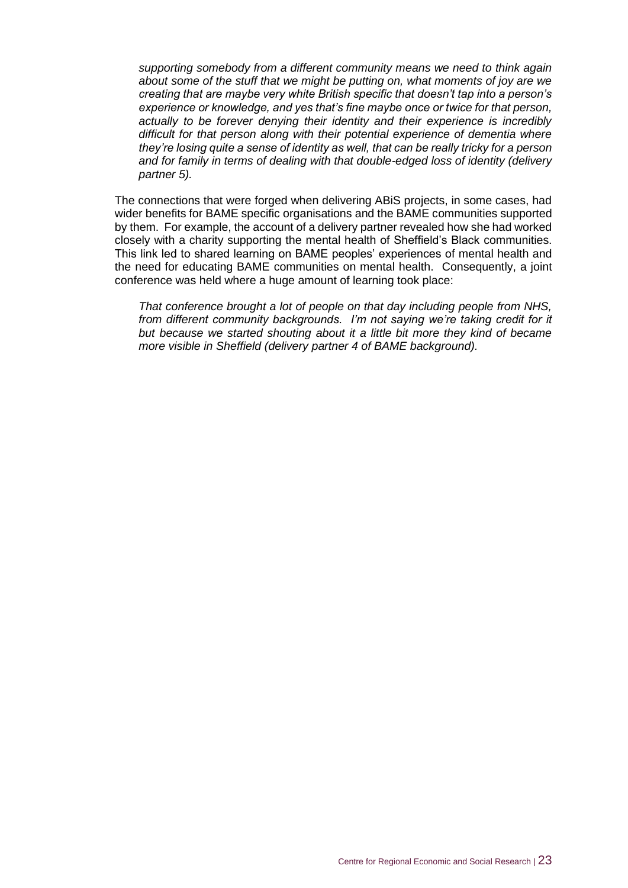*supporting somebody from a different community means we need to think again about some of the stuff that we might be putting on, what moments of joy are we creating that are maybe very white British specific that doesn't tap into a person's experience or knowledge, and yes that's fine maybe once or twice for that person, actually to be forever denying their identity and their experience is incredibly difficult for that person along with their potential experience of dementia where they're losing quite a sense of identity as well, that can be really tricky for a person and for family in terms of dealing with that double-edged loss of identity (delivery partner 5).*

The connections that were forged when delivering ABiS projects, in some cases, had wider benefits for BAME specific organisations and the BAME communities supported by them. For example, the account of a delivery partner revealed how she had worked closely with a charity supporting the mental health of Sheffield's Black communities. This link led to shared learning on BAME peoples' experiences of mental health and the need for educating BAME communities on mental health. Consequently, a joint conference was held where a huge amount of learning took place:

*That conference brought a lot of people on that day including people from NHS, from different community backgrounds. I'm not saying we're taking credit for it but because we started shouting about it a little bit more they kind of became more visible in Sheffield (delivery partner 4 of BAME background).*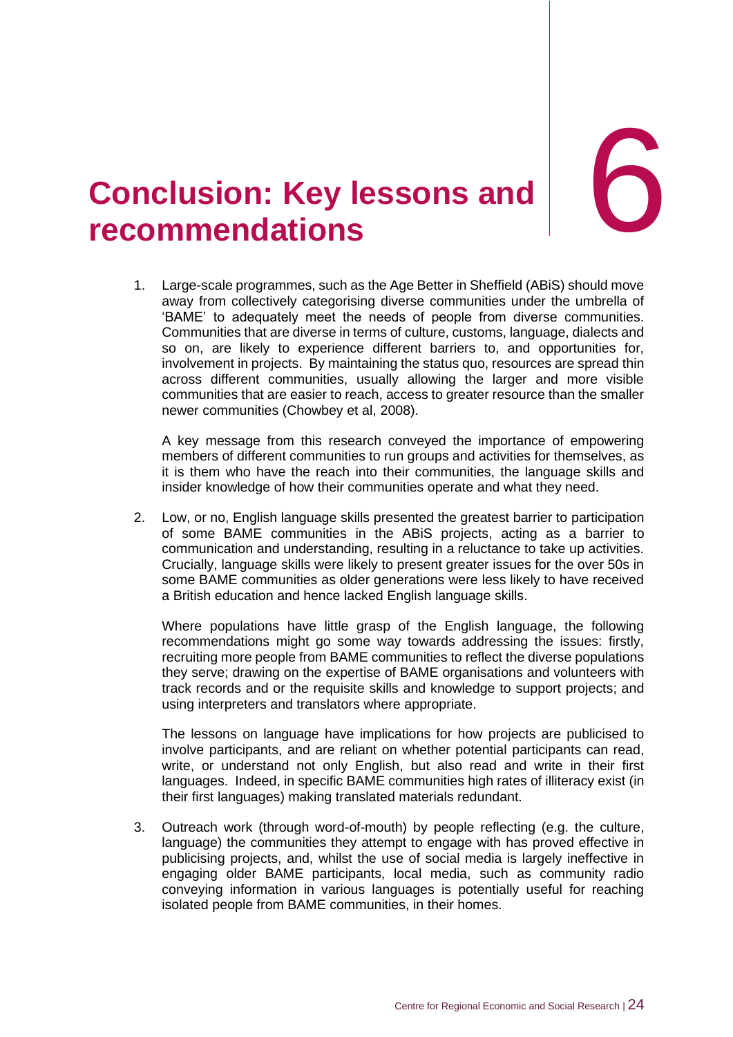# 6 Conclusion: Key lessons and recommendations

1. Large-scale programmes, such as the Age Better in Sheffield (ABiS) should move away from collectively categorising diverse communities under the umbrella of 'BAME' to adequately meet the needs of people from diverse communities. Communities that are diverse in terms of culture, customs, language, dialects and so on, are likely to experience different barriers to, and opportunities for, involvement in projects. By maintaining the status quo, resources are spread thin across different communities, usually allowing the larger and more visible communities that are easier to reach, access to greater resource than the smaller newer communities (Chowbey et al, 2008).

   A key message from this research conveyed the importance of empowering members of different communities to run groups and activities for themselves, as it is them who have the reach into their communities, the language skills and insider knowledge of how their communities operate and what they need.

2. Low, or no, English language skills presented the greatest barrier to participation of some BAME communities in the ABiS projects, acting as a barrier to communication and understanding, resulting in a reluctance to take up activities. Crucially, language skills were likely to present greater issues for the over 50s in some BAME communities as older generations were less likely to have received a British education and hence lacked English language skills.

   Where populations have little grasp of the English language, the following recommendations might go some way towards addressing the issues: firstly, recruiting more people from BAME communities to reflect the diverse populations they serve; drawing on the expertise of BAME organisations and volunteers with track records and or the requisite skills and knowledge to support projects; and using interpreters and translators where appropriate.

   The lessons on language have implications for how projects are publicised to involve participants, and are reliant on whether potential participants can read, write, or understand not only English, but also read and write in their first languages. Indeed, in specific BAME communities high rates of illiteracy exist (in their first languages) making translated materials redundant.

3. Outreach work (through word-of-mouth) by people reflecting (e.g. the culture, language) the communities they attempt to engage with has proved effective in publicising projects, and, whilst the use of social media is largely ineffective in engaging older BAME participants, local media, such as community radio conveying information in various languages is potentially useful for reaching isolated people from BAME communities, in their homes.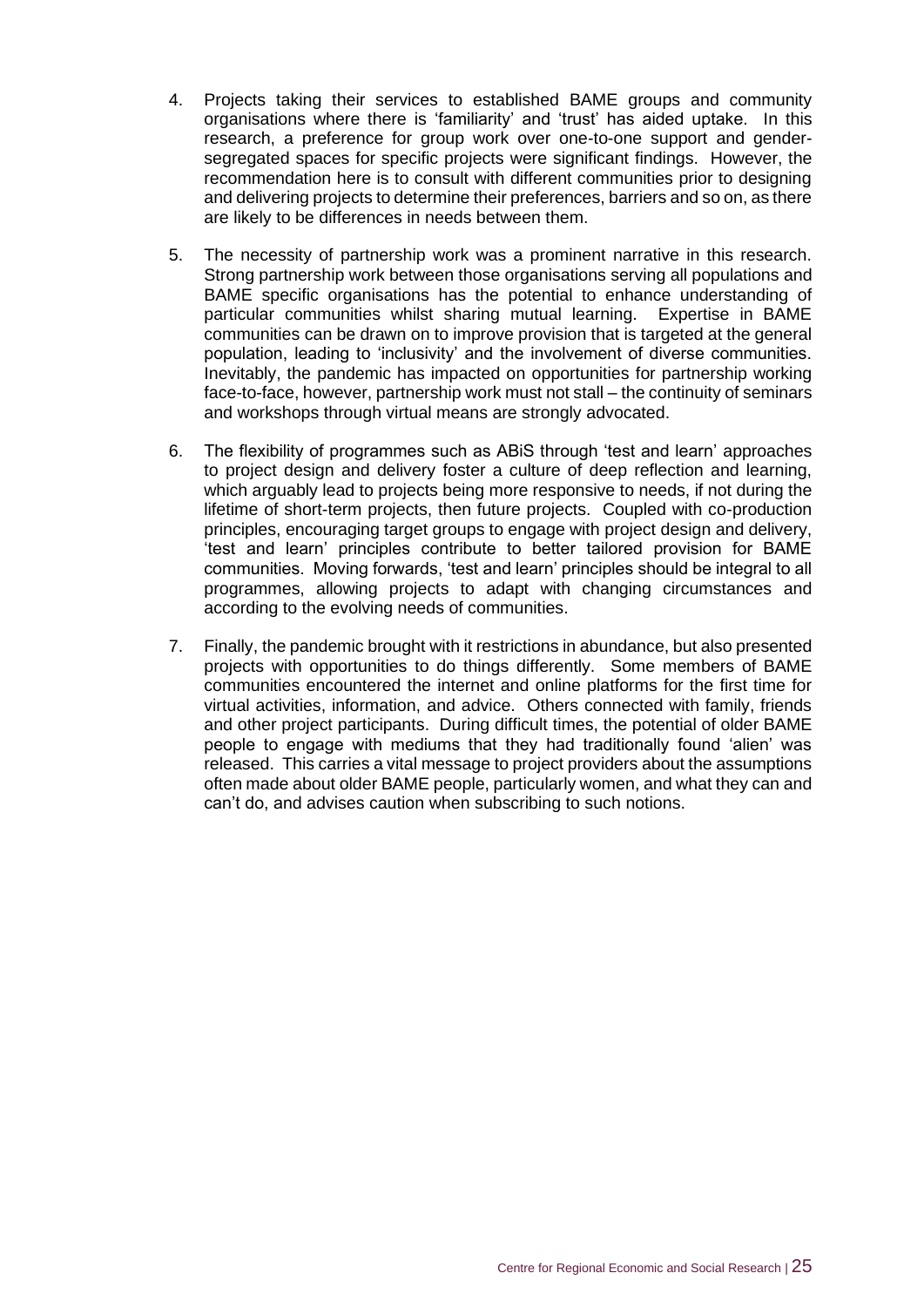4. Projects taking their services to established BAME groups and community organisations where there is 'familiarity' and 'trust' has aided uptake. In this research, a preference for group work over one-to-one support and gender-segregated spaces for specific projects were significant findings. However, the recommendation here is to consult with different communities prior to designing and delivering projects to determine their preferences, barriers and so on, as there are likely to be differences in needs between them.

5. The necessity of partnership work was a prominent narrative in this research. Strong partnership work between those organisations serving all populations and BAME specific organisations has the potential to enhance understanding of particular communities whilst sharing mutual learning. Expertise in BAME communities can be drawn on to improve provision that is targeted at the general population, leading to 'inclusivity' and the involvement of diverse communities. Inevitably, the pandemic has impacted on opportunities for partnership working face-to-face, however, partnership work must not stall – the continuity of seminars and workshops through virtual means are strongly advocated.

6. The flexibility of programmes such as ABiS through 'test and learn' approaches to project design and delivery foster a culture of deep reflection and learning, which arguably lead to projects being more responsive to needs, if not during the lifetime of short-term projects, then future projects. Coupled with co-production principles, encouraging target groups to engage with project design and delivery, 'test and learn' principles contribute to better tailored provision for BAME communities. Moving forwards, 'test and learn' principles should be integral to all programmes, allowing projects to adapt with changing circumstances and according to the evolving needs of communities.

7. Finally, the pandemic brought with it restrictions in abundance, but also presented projects with opportunities to do things differently. Some members of BAME communities encountered the internet and online platforms for the first time for virtual activities, information, and advice. Others connected with family, friends and other project participants. During difficult times, the potential of older BAME people to engage with mediums that they had traditionally found 'alien' was released. This carries a vital message to project providers about the assumptions often made about older BAME people, particularly women, and what they can and can't do, and advises caution when subscribing to such notions.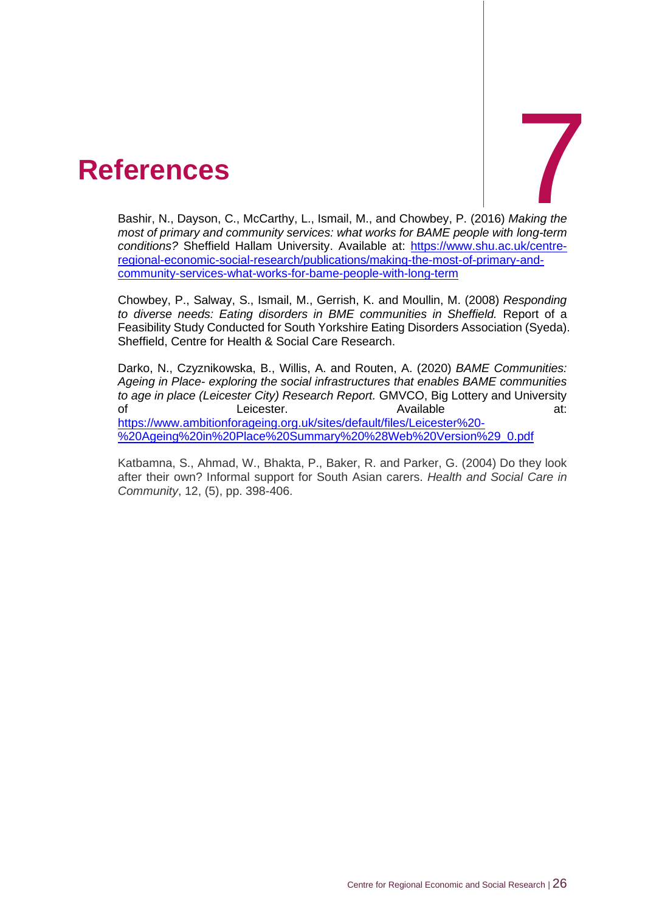// Why this matters: the source pairs each author list with a linked URL, so I'll keep links as markdown links using the exact visible href text.

# 7 References

Bashir, N., Dayson, C., McCarthy, L., Ismail, M., and Chowbey, P. (2016) *Making the most of primary and community services: what works for BAME people with long-term conditions?* Sheffield Hallam University. Available at: [https://www.shu.ac.uk/centre-regional-economic-social-research/publications/making-the-most-of-primary-and-community-services-what-works-for-bame-people-with-long-term](https://www.shu.ac.uk/centre-regional-economic-social-research/publications/making-the-most-of-primary-and-community-services-what-works-for-bame-people-with-long-term)

Chowbey, P., Salway, S., Ismail, M., Gerrish, K. and Moullin, M. (2008) *Responding to diverse needs: Eating disorders in BME communities in Sheffield.* Report of a Feasibility Study Conducted for South Yorkshire Eating Disorders Association (Syeda). Sheffield, Centre for Health & Social Care Research.

Darko, N., Czyznikowska, B., Willis, A. and Routen, A. (2020) *BAME Communities: Ageing in Place- exploring the social infrastructures that enables BAME communities to age in place (Leicester City) Research Report.* GMVCO, Big Lottery and University of Leicester. Available at: [https://www.ambitionforageing.org.uk/sites/default/files/Leicester%20-%20Ageing%20in%20Place%20Summary%20%28Web%20Version%29_0.pdf](https://www.ambitionforageing.org.uk/sites/default/files/Leicester%20-%20Ageing%20in%20Place%20Summary%20%28Web%20Version%29_0.pdf)

Katbamna, S., Ahmad, W., Bhakta, P., Baker, R. and Parker, G. (2004) Do they look after their own? Informal support for South Asian carers. *Health and Social Care in Community*, 12, (5), pp. 398-406.